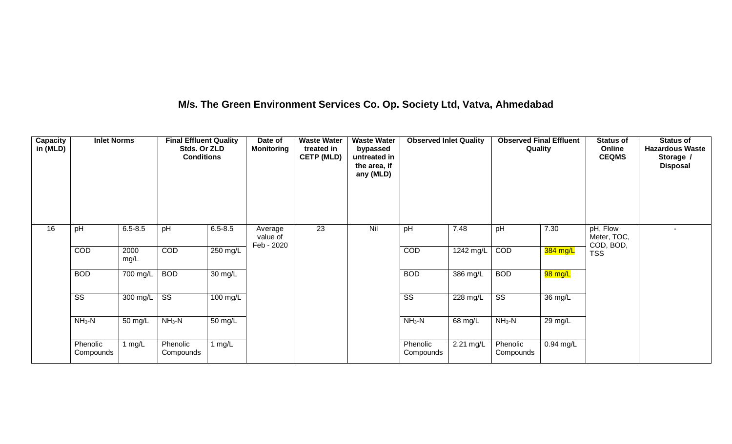# M/s. The Green Environment Services Co. Op. Society Ltd, Vatva, Ahmedabad

| Capacity in (MLD) | Inlet Norms | | Final Effluent Quality Stds. Or ZLD Conditions | | Date of Monitoring | Waste Water treated in CETP (MLD) | Waste Water bypassed untreated in the area, if any (MLD) | Observed Inlet Quality | | Observed Final Effluent Quality | | Status of Online CEQMS | Status of Hazardous Waste Storage / Disposal |
|---|---|---|---|---|---|---|---|---|---|---|---|---|---|
| 16 | pH | 6.5-8.5 | pH | 6.5-8.5 | Average value of Feb - 2020 | 23 | Nil | pH | 7.48 | pH | 7.30 | pH, Flow Meter, TOC, COD, BOD, TSS | - |
| | COD | 2000 mg/L | COD | 250 mg/L | | | | COD | 1242 mg/L | COD | 384 mg/L | | |
| | BOD | 700 mg/L | BOD | 30 mg/L | | | | BOD | 386 mg/L | BOD | 98 mg/L | | |
| | SS | 300 mg/L | SS | 100 mg/L | | | | SS | 228 mg/L | SS | 36 mg/L | | |
| | $NH_3$-N | 50 mg/L | $NH_3$-N | 50 mg/L | | | | $NH_3$-N | 68 mg/L | $NH_3$-N | 29 mg/L | | |
| | Phenolic Compounds | 1 mg/L | Phenolic Compounds | 1 mg/L | | | | Phenolic Compounds | 2.21 mg/L | Phenolic Compounds | 0.94 mg/L | | |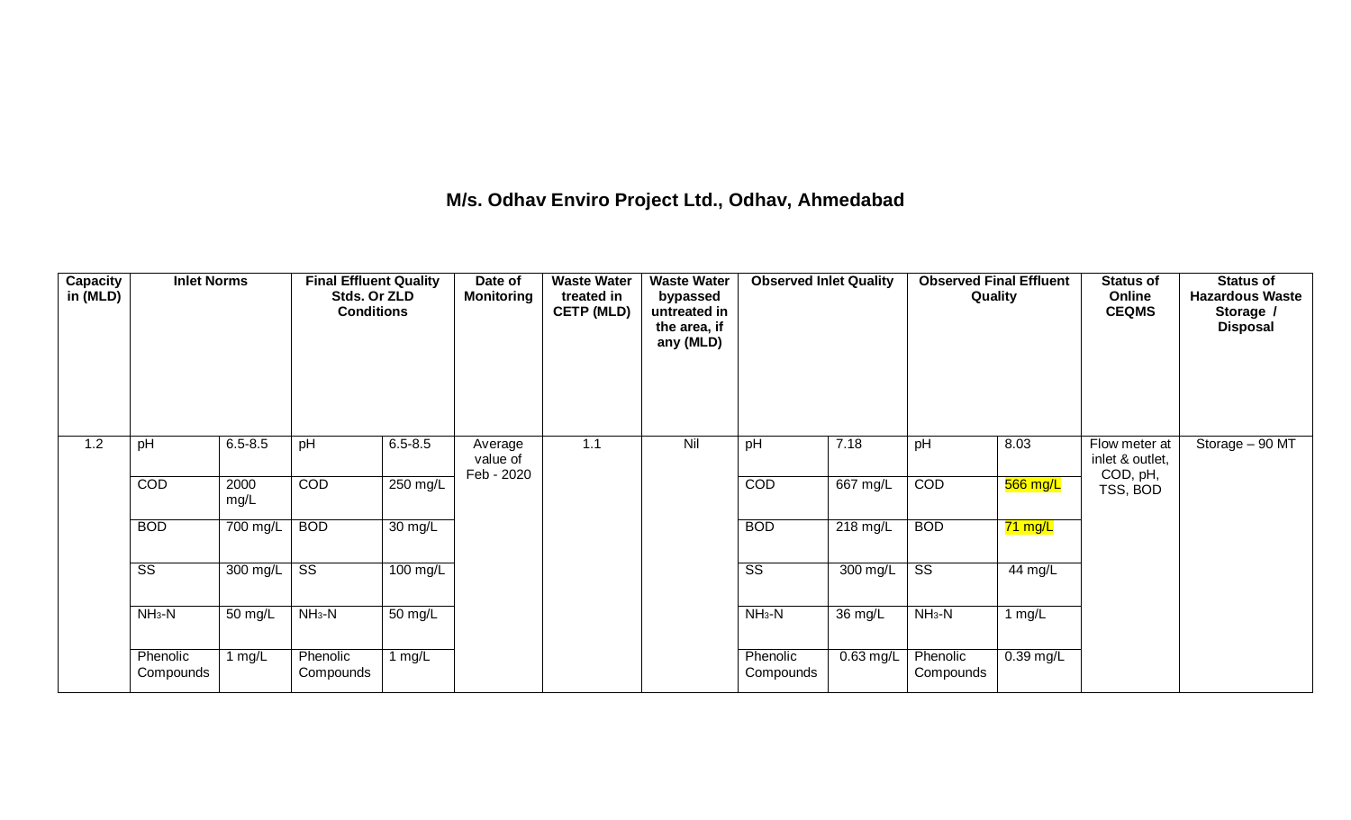# M/s. Odhav Enviro Project Ltd., Odhav, Ahmedabad

| Capacity in (MLD) | Inlet Norms | | Final Effluent Quality Stds. Or ZLD Conditions | | Date of Monitoring | Waste Water treated in CETP (MLD) | Waste Water bypassed untreated in the area, if any (MLD) | Observed Inlet Quality | | Observed Final Effluent Quality | | Status of Online CEQMS | Status of Hazardous Waste Storage / Disposal |
|---|---|---|---|---|---|---|---|---|---|---|---|---|---|
| 1.2 | pH | 6.5-8.5 | pH | 6.5-8.5 | Average value of Feb - 2020 | 1.1 | Nil | pH | 7.18 | pH | 8.03 | Flow meter at inlet & outlet, COD, pH, TSS, BOD | Storage – 90 MT |
| | COD | 2000 mg/L | COD | 250 mg/L | | | | COD | 667 mg/L | COD | 566 mg/L | | |
| | BOD | 700 mg/L | BOD | 30 mg/L | | | | BOD | 218 mg/L | BOD | 71 mg/L | | |
| | SS | 300 mg/L | SS | 100 mg/L | | | | SS | 300 mg/L | SS | 44 mg/L | | |
| | $NH_3$-N | 50 mg/L | $NH_3$-N | 50 mg/L | | | | $NH_3$-N | 36 mg/L | $NH_3$-N | 1 mg/L | | |
| | Phenolic Compounds | 1 mg/L | Phenolic Compounds | 1 mg/L | | | | Phenolic Compounds | 0.63 mg/L | Phenolic Compounds | 0.39 mg/L | | |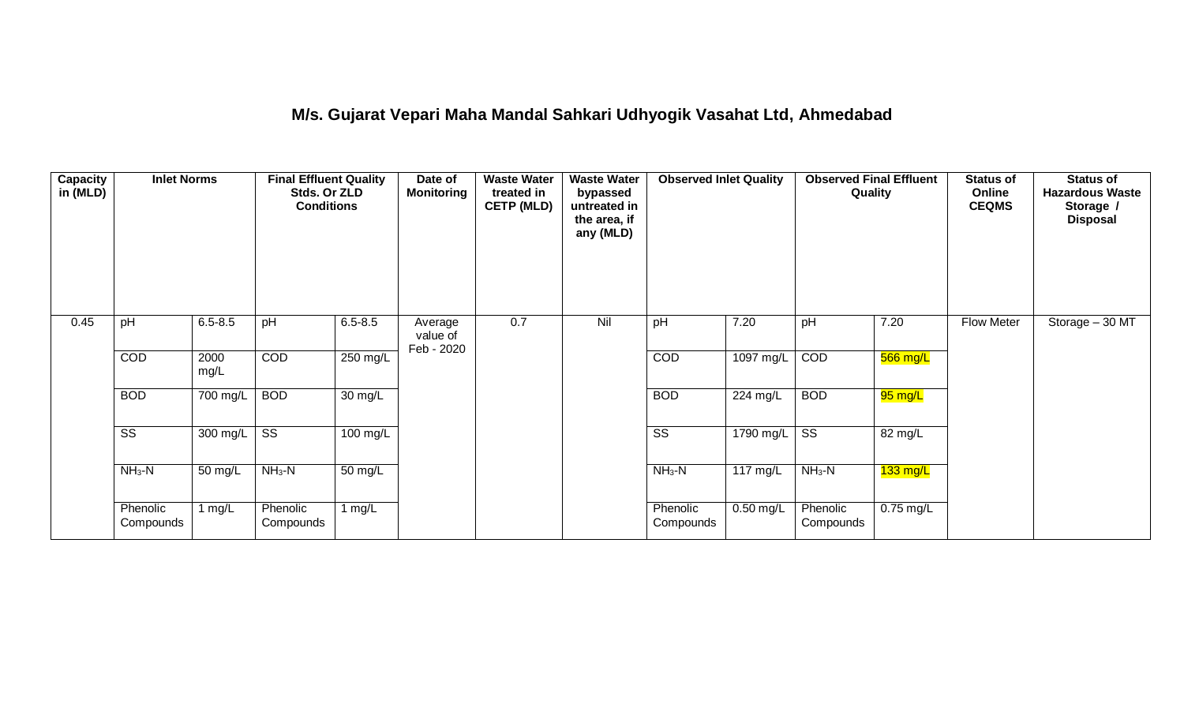# M/s. Gujarat Vepari Maha Mandal Sahkari Udhyogik Vasahat Ltd, Ahmedabad

| Capacity in (MLD) | Inlet Norms | | Final Effluent Quality Stds. Or ZLD Conditions | | Date of Monitoring | Waste Water treated in CETP (MLD) | Waste Water bypassed untreated in the area, if any (MLD) | Observed Inlet Quality | | Observed Final Effluent Quality | | Status of Online CEQMS | Status of Hazardous Waste Storage / Disposal |
|---|---|---|---|---|---|---|---|---|---|---|---|---|---|
| 0.45 | pH | 6.5-8.5 | pH | 6.5-8.5 | Average value of Feb - 2020 | 0.7 | Nil | pH | 7.20 | pH | 7.20 | Flow Meter | Storage – 30 MT |
| | COD | 2000 mg/L | COD | 250 mg/L | | | | COD | 1097 mg/L | COD | 566 mg/L | | |
| | BOD | 700 mg/L | BOD | 30 mg/L | | | | BOD | 224 mg/L | BOD | 95 mg/L | | |
| | SS | 300 mg/L | SS | 100 mg/L | | | | SS | 1790 mg/L | SS | 82 mg/L | | |
| | $NH_3$-N | 50 mg/L | $NH_3$-N | 50 mg/L | | | | $NH_3$-N | 117 mg/L | $NH_3$-N | 133 mg/L | | |
| | Phenolic Compounds | 1 mg/L | Phenolic Compounds | 1 mg/L | | | | Phenolic Compounds | 0.50 mg/L | Phenolic Compounds | 0.75 mg/L | | |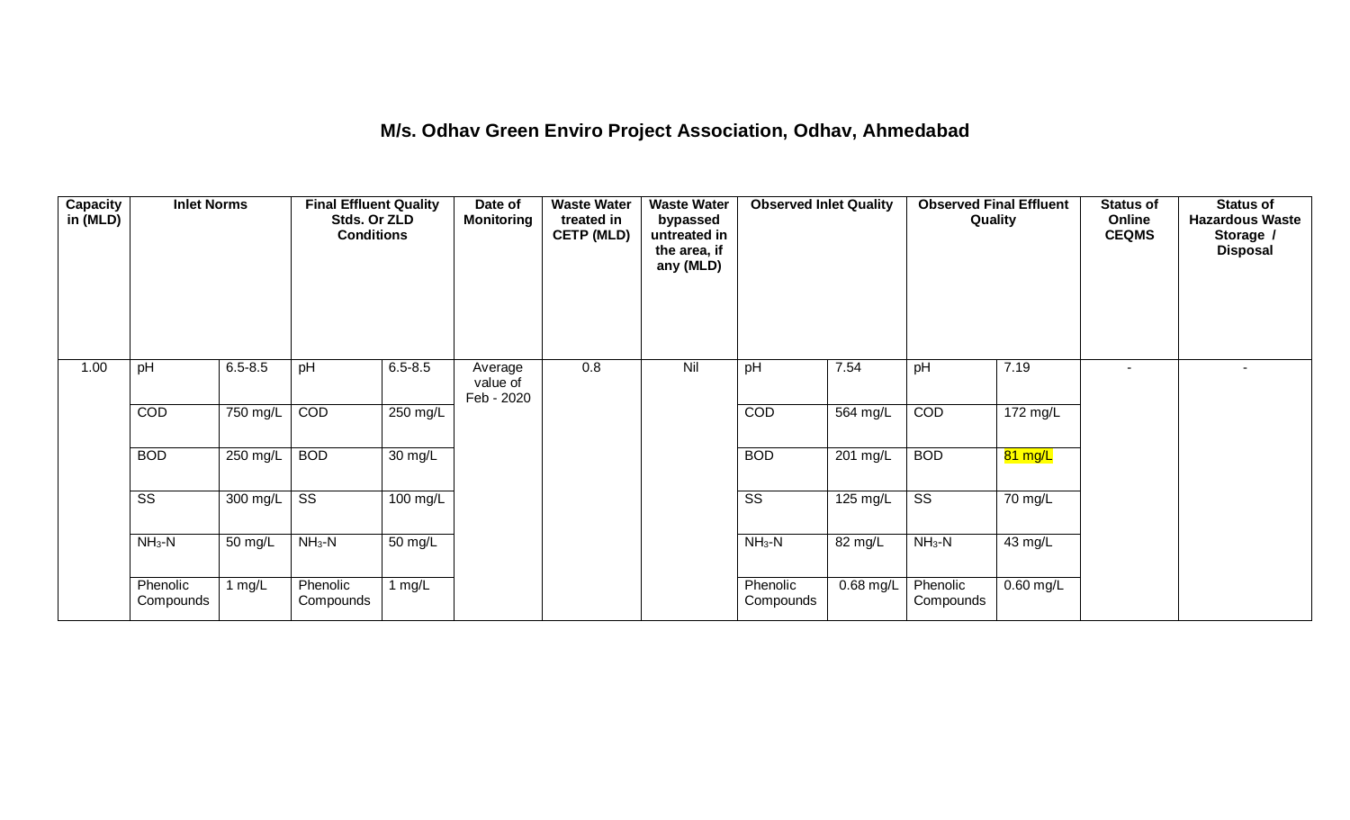# M/s. Odhav Green Enviro Project Association, Odhav, Ahmedabad

| Capacity in (MLD) | Inlet Norms | | Final Effluent Quality Stds. Or ZLD Conditions | | Date of Monitoring | Waste Water treated in CETP (MLD) | Waste Water bypassed untreated in the area, if any (MLD) | Observed Inlet Quality | | Observed Final Effluent Quality | | Status of Online CEQMS | Status of Hazardous Waste Storage / Disposal |
|---|---|---|---|---|---|---|---|---|---|---|---|---|---|
| 1.00 | pH | 6.5-8.5 | pH | 6.5-8.5 | Average value of Feb - 2020 | 0.8 | Nil | pH | 7.54 | pH | 7.19 | - | - |
| | COD | 750 mg/L | COD | 250 mg/L | | | | COD | 564 mg/L | COD | 172 mg/L | | |
| | BOD | 250 mg/L | BOD | 30 mg/L | | | | BOD | 201 mg/L | BOD | 81 mg/L | | |
| | SS | 300 mg/L | SS | 100 mg/L | | | | SS | 125 mg/L | SS | 70 mg/L | | |
| | $NH_3$-N | 50 mg/L | $NH_3$-N | 50 mg/L | | | | $NH_3$-N | 82 mg/L | $NH_3$-N | 43 mg/L | | |
| | Phenolic Compounds | 1 mg/L | Phenolic Compounds | 1 mg/L | | | | Phenolic Compounds | 0.68 mg/L | Phenolic Compounds | 0.60 mg/L | | |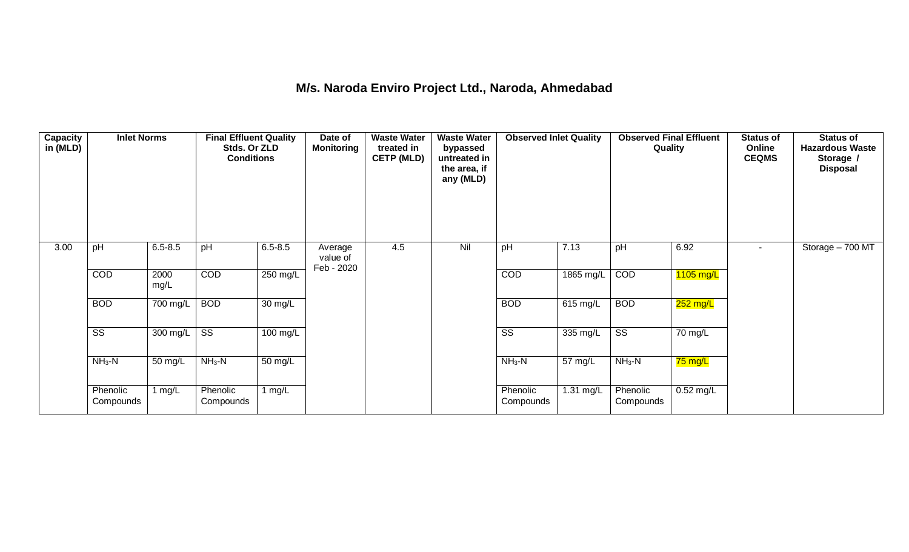# M/s. Naroda Enviro Project Ltd., Naroda, Ahmedabad

| Capacity in (MLD) | Inlet Norms | | Final Effluent Quality Stds. Or ZLD Conditions | | Date of Monitoring | Waste Water treated in CETP (MLD) | Waste Water bypassed untreated in the area, if any (MLD) | Observed Inlet Quality | | Observed Final Effluent Quality | | Status of Online CEQMS | Status of Hazardous Waste Storage / Disposal |
|---|---|---|---|---|---|---|---|---|---|---|---|---|---|
| 3.00 | pH | 6.5-8.5 | pH | 6.5-8.5 | Average value of Feb - 2020 | 4.5 | Nil | pH | 7.13 | pH | 6.92 | - | Storage – 700 MT |
| | COD | 2000 mg/L | COD | 250 mg/L | | | | COD | 1865 mg/L | COD | 1105 mg/L | | |
| | BOD | 700 mg/L | BOD | 30 mg/L | | | | BOD | 615 mg/L | BOD | 252 mg/L | | |
| | SS | 300 mg/L | SS | 100 mg/L | | | | SS | 335 mg/L | SS | 70 mg/L | | |
| | $NH_3$-N | 50 mg/L | $NH_3$-N | 50 mg/L | | | | $NH_3$-N | 57 mg/L | $NH_3$-N | 75 mg/L | | |
| | Phenolic Compounds | 1 mg/L | Phenolic Compounds | 1 mg/L | | | | Phenolic Compounds | 1.31 mg/L | Phenolic Compounds | 0.52 mg/L | | |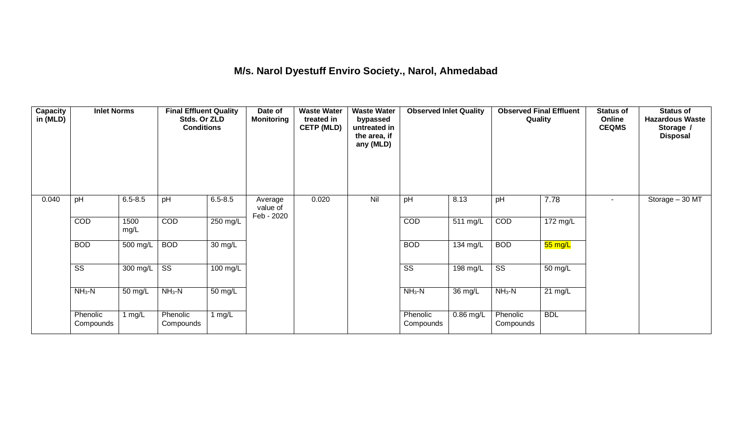## M/s. Narol Dyestuff Enviro Society., Narol, Ahmedabad

| Capacity in (MLD) | Inlet Norms | | Final Effluent Quality Stds. Or ZLD Conditions | | Date of Monitoring | Waste Water treated in CETP (MLD) | Waste Water bypassed untreated in the area, if any (MLD) | Observed Inlet Quality | | Observed Final Effluent Quality | | Status of Online CEQMS | Status of Hazardous Waste Storage / Disposal |
|---|---|---|---|---|---|---|---|---|---|---|---|---|---|
| 0.040 | pH | 6.5-8.5 | pH | 6.5-8.5 | Average value of Feb - 2020 | 0.020 | Nil | pH | 8.13 | pH | 7.78 | - | Storage – 30 MT |
| | COD | 1500 mg/L | COD | 250 mg/L | | | | COD | 511 mg/L | COD | 172 mg/L | | |
| | BOD | 500 mg/L | BOD | 30 mg/L | | | | BOD | 134 mg/L | BOD | 55 mg/L | | |
| | SS | 300 mg/L | SS | 100 mg/L | | | | SS | 198 mg/L | SS | 50 mg/L | | |
| | $NH_3$-N | 50 mg/L | $NH_3$-N | 50 mg/L | | | | $NH_3$-N | 36 mg/L | $NH_3$-N | 21 mg/L | | |
| | Phenolic Compounds | 1 mg/L | Phenolic Compounds | 1 mg/L | | | | Phenolic Compounds | 0.86 mg/L | Phenolic Compounds | BDL | | |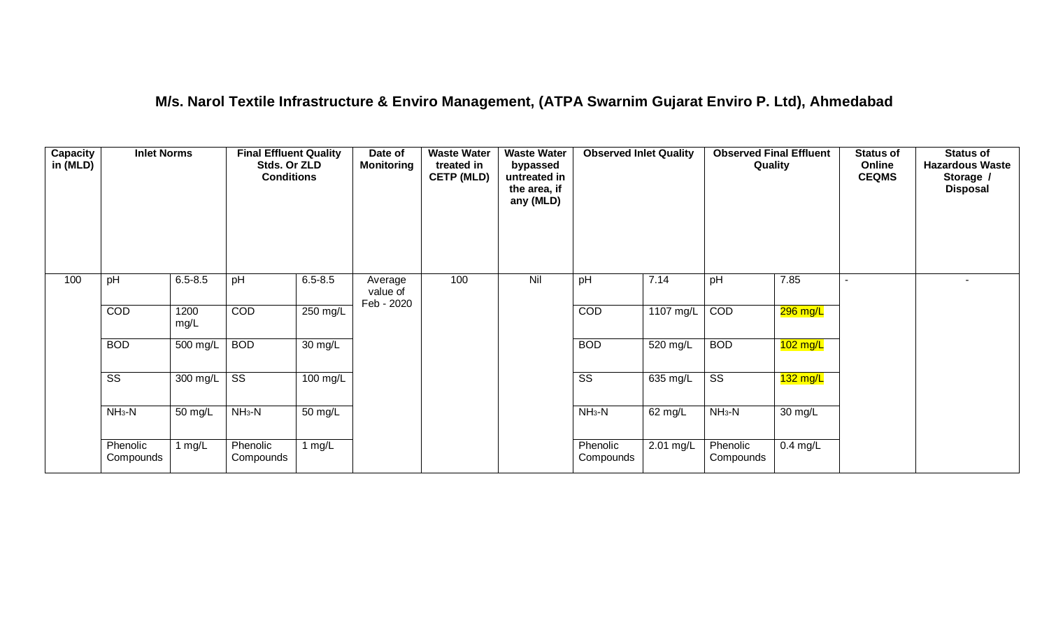# M/s. Narol Textile Infrastructure & Enviro Management, (ATPA Swarnim Gujarat Enviro P. Ltd), Ahmedabad

| Capacity in (MLD) | Inlet Norms | | Final Effluent Quality Stds. Or ZLD Conditions | | Date of Monitoring | Waste Water treated in CETP (MLD) | Waste Water bypassed untreated in the area, if any (MLD) | Observed Inlet Quality | | Observed Final Effluent Quality | | Status of Online CEQMS | Status of Hazardous Waste Storage / Disposal |
|---|---|---|---|---|---|---|---|---|---|---|---|---|---|
| 100 | pH | 6.5-8.5 | pH | 6.5-8.5 | Average value of Feb - 2020 | 100 | Nil | pH | 7.14 | pH | 7.85 | - | - |
| | COD | 1200 mg/L | COD | 250 mg/L | | | | COD | 1107 mg/L | COD | 296 mg/L | | |
| | BOD | 500 mg/L | BOD | 30 mg/L | | | | BOD | 520 mg/L | BOD | 102 mg/L | | |
| | SS | 300 mg/L | SS | 100 mg/L | | | | SS | 635 mg/L | SS | 132 mg/L | | |
| | $NH_3$-N | 50 mg/L | $NH_3$-N | 50 mg/L | | | | $NH_3$-N | 62 mg/L | $NH_3$-N | 30 mg/L | | |
| | Phenolic Compounds | 1 mg/L | Phenolic Compounds | 1 mg/L | | | | Phenolic Compounds | 2.01 mg/L | Phenolic Compounds | 0.4 mg/L | | |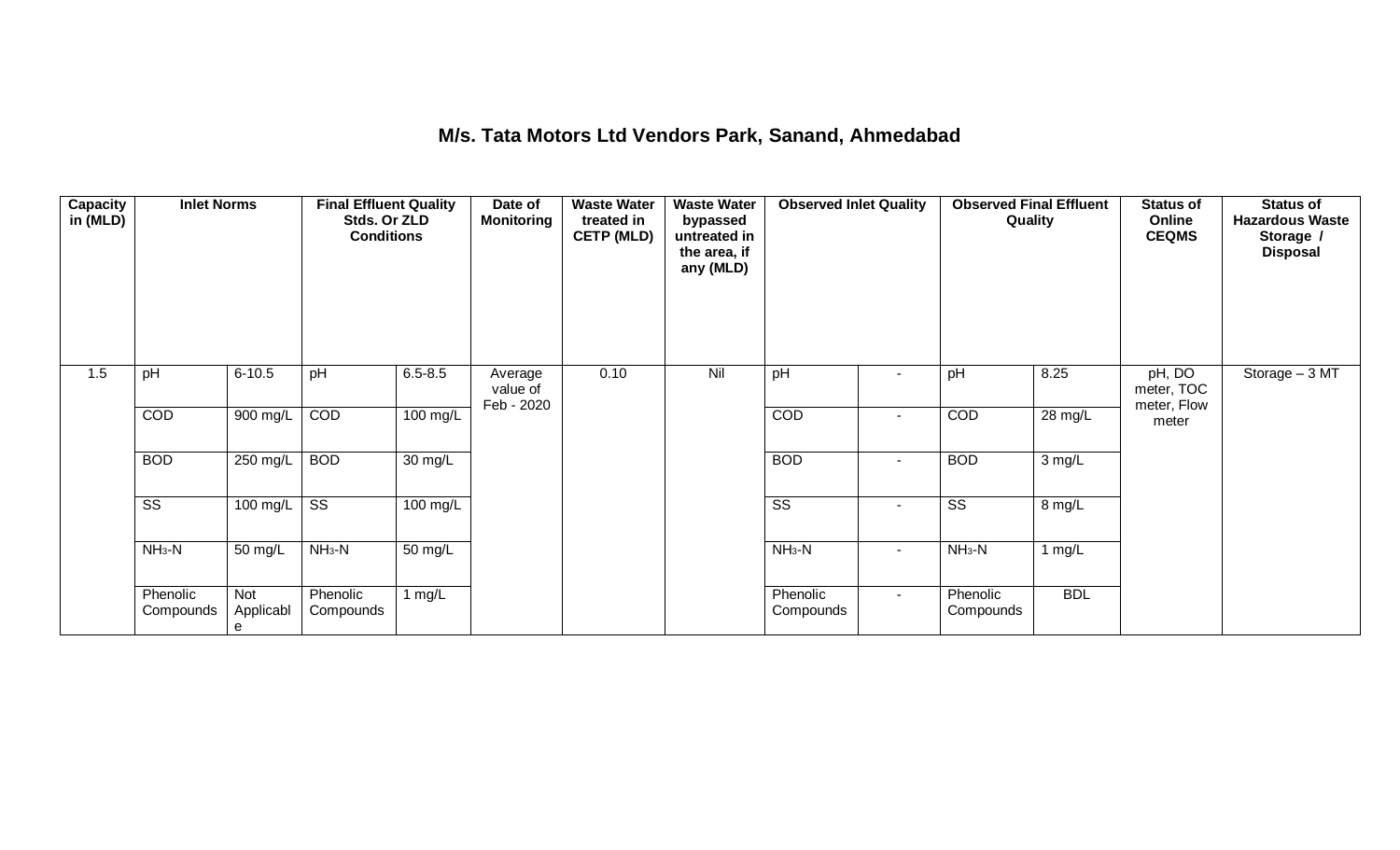## M/s. Tata Motors Ltd Vendors Park, Sanand, Ahmedabad

| Capacity in (MLD) | Inlet Norms | | Final Effluent Quality Stds. Or ZLD Conditions | | Date of Monitoring | Waste Water treated in CETP (MLD) | Waste Water bypassed untreated in the area, if any (MLD) | Observed Inlet Quality | | Observed Final Effluent Quality | | Status of Online CEQMS | Status of Hazardous Waste Storage / Disposal |
|---|---|---|---|---|---|---|---|---|---|---|---|---|---|
| 1.5 | pH | 6-10.5 | pH | 6.5-8.5 | Average value of Feb - 2020 | 0.10 | Nil | pH | - | pH | 8.25 | pH, DO meter, TOC meter, Flow meter | Storage – 3 MT |
| | COD | 900 mg/L | COD | 100 mg/L | | | | COD | - | COD | 28 mg/L | | |
| | BOD | 250 mg/L | BOD | 30 mg/L | | | | BOD | - | BOD | 3 mg/L | | |
| | SS | 100 mg/L | SS | 100 mg/L | | | | SS | - | SS | 8 mg/L | | |
| | $NH_3$-N | 50 mg/L | $NH_3$-N | 50 mg/L | | | | $NH_3$-N | - | $NH_3$-N | 1 mg/L | | |
| | Phenolic Compounds | Not Applicable | Phenolic Compounds | 1 mg/L | | | | Phenolic Compounds | - | Phenolic Compounds | BDL | | |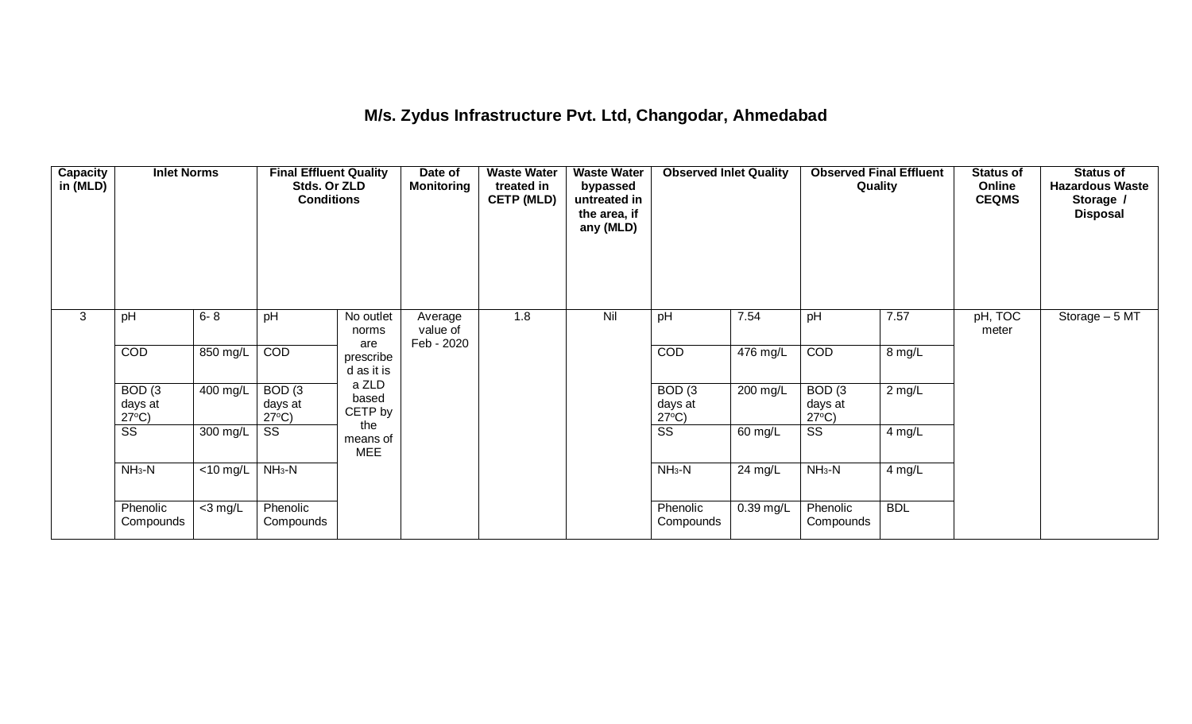## M/s. Zydus Infrastructure Pvt. Ltd, Changodar, Ahmedabad

| Capacity in (MLD) | Inlet Norms | | Final Effluent Quality Stds. Or ZLD Conditions | | Date of Monitoring | Waste Water treated in CETP (MLD) | Waste Water bypassed untreated in the area, if any (MLD) | Observed Inlet Quality | | Observed Final Effluent Quality | | Status of Online CEQMS | Status of Hazardous Waste Storage / Disposal |
|---|---|---|---|---|---|---|---|---|---|---|---|---|---|
| 3 | pH | 6- 8 | pH | No outlet norms are prescribed as it is a ZLD based CETP by the means of MEE | Average value of Feb - 2020 | 1.8 | Nil | pH | 7.54 | pH | 7.57 | pH, TOC meter | Storage – 5 MT |
| | COD | 850 mg/L | COD | | | | | COD | 476 mg/L | COD | 8 mg/L | | |
| | BOD (3 days at 27°C) | 400 mg/L | BOD (3 days at 27°C) | | | | | BOD (3 days at 27°C) | 200 mg/L | BOD (3 days at 27°C) | 2 mg/L | | |
| | SS | 300 mg/L | SS | | | | | SS | 60 mg/L | SS | 4 mg/L | | |
| | $NH_3$-N | <10 mg/L | $NH_3$-N | | | | | $NH_3$-N | 24 mg/L | $NH_3$-N | 4 mg/L | | |
| | Phenolic Compounds | <3 mg/L | Phenolic Compounds | | | | | Phenolic Compounds | 0.39 mg/L | Phenolic Compounds | BDL | | |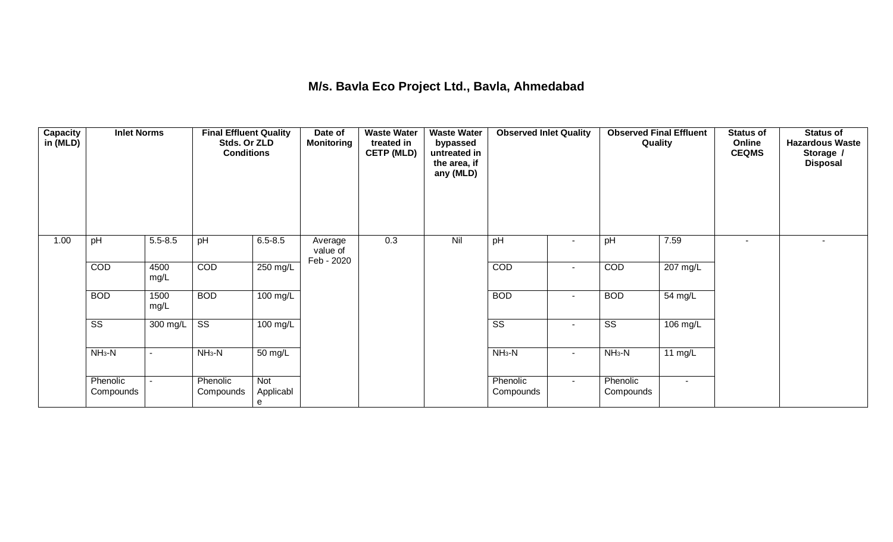## M/s. Bavla Eco Project Ltd., Bavla, Ahmedabad

| Capacity in (MLD) | Inlet Norms | | Final Effluent Quality Stds. Or ZLD Conditions | | Date of Monitoring | Waste Water treated in CETP (MLD) | Waste Water bypassed untreated in the area, if any (MLD) | Observed Inlet Quality | | Observed Final Effluent Quality | | Status of Online CEQMS | Status of Hazardous Waste Storage / Disposal |
|---|---|---|---|---|---|---|---|---|---|---|---|---|---|
| 1.00 | pH | 5.5-8.5 | pH | 6.5-8.5 | Average value of Feb - 2020 | 0.3 | Nil | pH | - | pH | 7.59 | - | - |
| | COD | 4500 mg/L | COD | 250 mg/L | | | | COD | - | COD | 207 mg/L | | |
| | BOD | 1500 mg/L | BOD | 100 mg/L | | | | BOD | - | BOD | 54 mg/L | | |
| | SS | 300 mg/L | SS | 100 mg/L | | | | SS | - | SS | 106 mg/L | | |
| | $NH_3$-N | - | $NH_3$-N | 50 mg/L | | | | $NH_3$-N | - | $NH_3$-N | 11 mg/L | | |
| | Phenolic Compounds | - | Phenolic Compounds | Not Applicable | | | | Phenolic Compounds | - | Phenolic Compounds | - | | |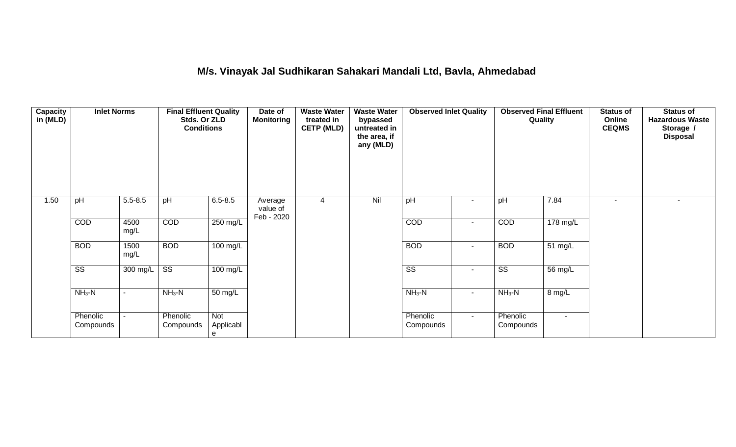## M/s. Vinayak Jal Sudhikaran Sahakari Mandali Ltd, Bavla, Ahmedabad

| Capacity in (MLD) | Inlet Norms | | Final Effluent Quality Stds. Or ZLD Conditions | | Date of Monitoring | Waste Water treated in CETP (MLD) | Waste Water bypassed untreated in the area, if any (MLD) | Observed Inlet Quality | | Observed Final Effluent Quality | | Status of Online CEQMS | Status of Hazardous Waste Storage / Disposal |
|---|---|---|---|---|---|---|---|---|---|---|---|---|---|
| 1.50 | pH | 5.5-8.5 | pH | 6.5-8.5 | Average value of Feb - 2020 | 4 | Nil | pH | - | pH | 7.84 | - | - |
| | COD | 4500 mg/L | COD | 250 mg/L | | | | COD | - | COD | 178 mg/L | | |
| | BOD | 1500 mg/L | BOD | 100 mg/L | | | | BOD | - | BOD | 51 mg/L | | |
| | SS | 300 mg/L | SS | 100 mg/L | | | | SS | - | SS | 56 mg/L | | |
| | $NH_3$-N | - | $NH_3$-N | 50 mg/L | | | | $NH_3$-N | - | $NH_3$-N | 8 mg/L | | |
| | Phenolic Compounds | - | Phenolic Compounds | Not Applicable | | | | Phenolic Compounds | - | Phenolic Compounds | - | | |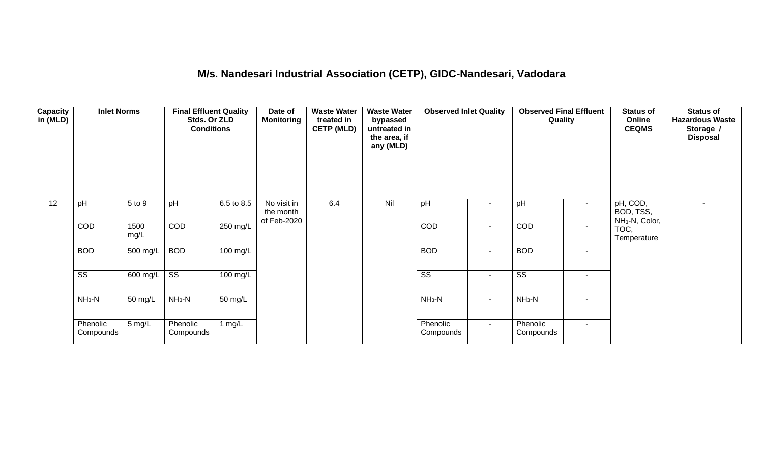# M/s. Nandesari Industrial Association (CETP), GIDC-Nandesari, Vadodara

| Capacity in (MLD) | Inlet Norms | | Final Effluent Quality Stds. Or ZLD Conditions | | Date of Monitoring | Waste Water treated in CETP (MLD) | Waste Water bypassed untreated in the area, if any (MLD) | Observed Inlet Quality | | Observed Final Effluent Quality | | Status of Online CEQMS | Status of Hazardous Waste Storage / Disposal |
|---|---|---|---|---|---|---|---|---|---|---|---|---|---|
| 12 | pH | 5 to 9 | pH | 6.5 to 8.5 | No visit in the month of Feb-2020 | 6.4 | Nil | pH | - | pH | - | pH, COD, BOD, TSS, $NH_3$-N, Color, TOC, Temperature | - |
| | COD | 1500 mg/L | COD | 250 mg/L | | | | COD | - | COD | - | | |
| | BOD | 500 mg/L | BOD | 100 mg/L | | | | BOD | - | BOD | - | | |
| | SS | 600 mg/L | SS | 100 mg/L | | | | SS | - | SS | - | | |
| | $NH_3$-N | 50 mg/L | $NH_3$-N | 50 mg/L | | | | $NH_3$-N | - | $NH_3$-N | - | | |
| | Phenolic Compounds | 5 mg/L | Phenolic Compounds | 1 mg/L | | | | Phenolic Compounds | - | Phenolic Compounds | - | | |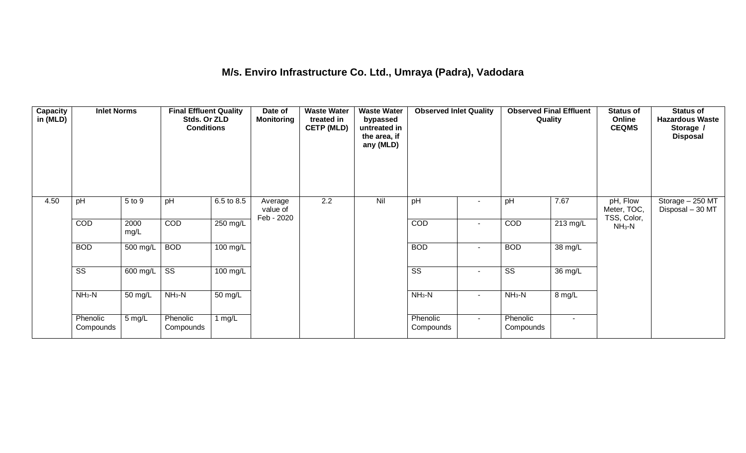### M/s. Enviro Infrastructure Co. Ltd., Umraya (Padra), Vadodara

| Capacity in (MLD) | Inlet Norms | | Final Effluent Quality Stds. Or ZLD Conditions | | Date of Monitoring | Waste Water treated in CETP (MLD) | Waste Water bypassed untreated in the area, if any (MLD) | Observed Inlet Quality | | Observed Final Effluent Quality | | Status of Online CEQMS | Status of Hazardous Waste Storage / Disposal |
|---|---|---|---|---|---|---|---|---|---|---|---|---|---|
| 4.50 | pH | 5 to 9 | pH | 6.5 to 8.5 | Average value of Feb - 2020 | 2.2 | Nil | pH | - | pH | 7.67 | pH, Flow Meter, TOC, TSS, Color, $NH_3$-N | Storage – 250 MT Disposal – 30 MT |
| | COD | 2000 mg/L | COD | 250 mg/L | | | | COD | - | COD | 213 mg/L | | |
| | BOD | 500 mg/L | BOD | 100 mg/L | | | | BOD | - | BOD | 38 mg/L | | |
| | SS | 600 mg/L | SS | 100 mg/L | | | | SS | - | SS | 36 mg/L | | |
| | $NH_3$-N | 50 mg/L | $NH_3$-N | 50 mg/L | | | | $NH_3$-N | - | $NH_3$-N | 8 mg/L | | |
| | Phenolic Compounds | 5 mg/L | Phenolic Compounds | 1 mg/L | | | | Phenolic Compounds | - | Phenolic Compounds | - | | |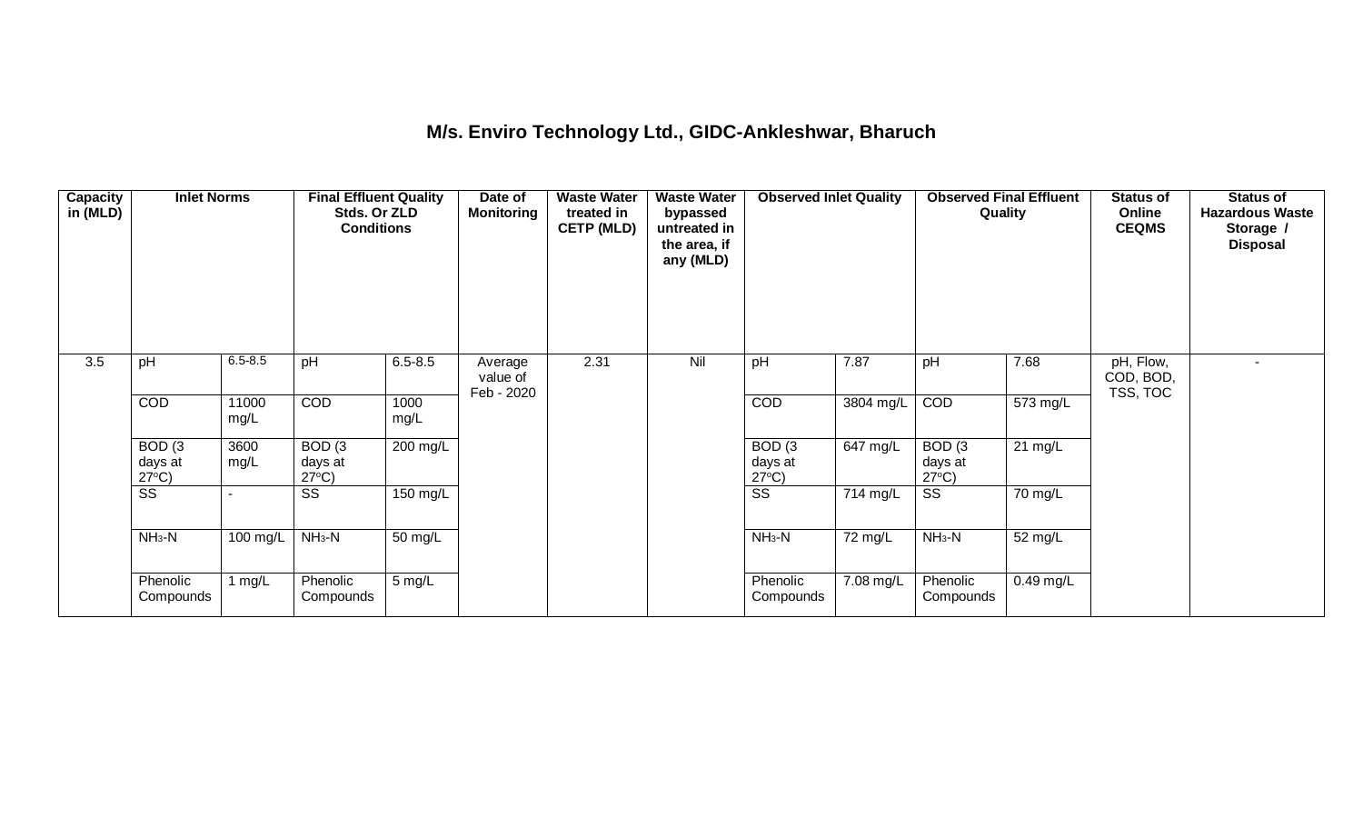## M/s. Enviro Technology Ltd., GIDC-Ankleshwar, Bharuch

| Capacity in (MLD) | Inlet Norms | | Final Effluent Quality Stds. Or ZLD Conditions | | Date of Monitoring | Waste Water treated in CETP (MLD) | Waste Water bypassed untreated in the area, if any (MLD) | Observed Inlet Quality | | Observed Final Effluent Quality | | Status of Online CEQMS | Status of Hazardous Waste Storage / Disposal |
|---|---|---|---|---|---|---|---|---|---|---|---|---|---|
| 3.5 | pH | 6.5-8.5 | pH | 6.5-8.5 | Average value of Feb - 2020 | 2.31 | Nil | pH | 7.87 | pH | 7.68 | pH, Flow, COD, BOD, TSS, TOC | - |
| | COD | 11000 mg/L | COD | 1000 mg/L | | | | COD | 3804 mg/L | COD | 573 mg/L | | |
| | BOD (3 days at 27°C) | 3600 mg/L | BOD (3 days at 27°C) | 200 mg/L | | | | BOD (3 days at 27°C) | 647 mg/L | BOD (3 days at 27°C) | 21 mg/L | | |
| | SS | - | SS | 150 mg/L | | | | SS | 714 mg/L | SS | 70 mg/L | | |
| | $NH_3$-N | 100 mg/L | $NH_3$-N | 50 mg/L | | | | $NH_3$-N | 72 mg/L | $NH_3$-N | 52 mg/L | | |
| | Phenolic Compounds | 1 mg/L | Phenolic Compounds | 5 mg/L | | | | Phenolic Compounds | 7.08 mg/L | Phenolic Compounds | 0.49 mg/L | | |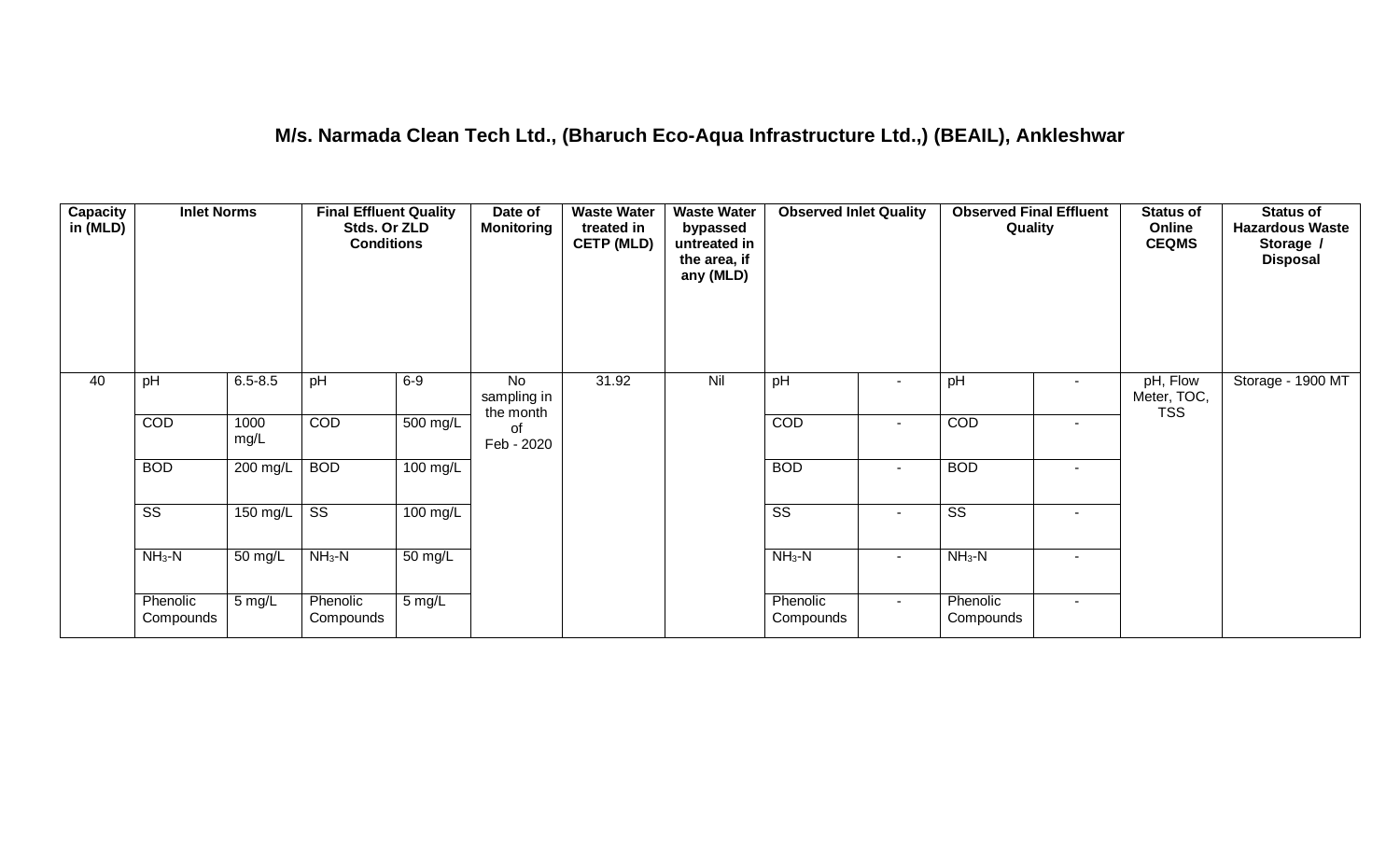## M/s. Narmada Clean Tech Ltd., (Bharuch Eco-Aqua Infrastructure Ltd.,) (BEAIL), Ankleshwar

| Capacity in (MLD) | Inlet Norms | | Final Effluent Quality Stds. Or ZLD Conditions | | Date of Monitoring | Waste Water treated in CETP (MLD) | Waste Water bypassed untreated in the area, if any (MLD) | Observed Inlet Quality | | Observed Final Effluent Quality | | Status of Online CEQMS | Status of Hazardous Waste Storage / Disposal |
|---|---|---|---|---|---|---|---|---|---|---|---|---|---|
| 40 | pH | 6.5-8.5 | pH | 6-9 | No sampling in the month of Feb - 2020 | 31.92 | Nil | pH | - | pH | - | pH, Flow Meter, TOC, TSS | Storage - 1900 MT |
| | COD | 1000 mg/L | COD | 500 mg/L | | | | COD | - | COD | - | | |
| | BOD | 200 mg/L | BOD | 100 mg/L | | | | BOD | - | BOD | - | | |
| | SS | 150 mg/L | SS | 100 mg/L | | | | SS | - | SS | - | | |
| | $NH_3$-N | 50 mg/L | $NH_3$-N | 50 mg/L | | | | $NH_3$-N | - | $NH_3$-N | - | | |
| | Phenolic Compounds | 5 mg/L | Phenolic Compounds | 5 mg/L | | | | Phenolic Compounds | - | Phenolic Compounds | - | | |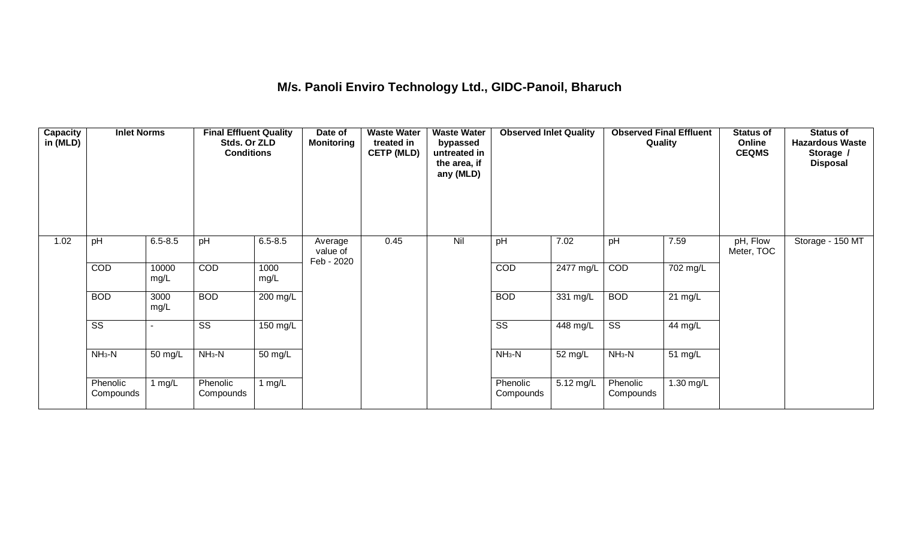## M/s. Panoli Enviro Technology Ltd., GIDC-Panoil, Bharuch

| Capacity in (MLD) | Inlet Norms | | Final Effluent Quality Stds. Or ZLD Conditions | | Date of Monitoring | Waste Water treated in CETP (MLD) | Waste Water bypassed untreated in the area, if any (MLD) | Observed Inlet Quality | | Observed Final Effluent Quality | | Status of Online CEQMS | Status of Hazardous Waste Storage / Disposal |
|---|---|---|---|---|---|---|---|---|---|---|---|---|---|
| 1.02 | pH | 6.5-8.5 | pH | 6.5-8.5 | Average value of Feb - 2020 | 0.45 | Nil | pH | 7.02 | pH | 7.59 | pH, Flow Meter, TOC | Storage - 150 MT |
| | COD | 10000 mg/L | COD | 1000 mg/L | | | | COD | 2477 mg/L | COD | 702 mg/L | | |
| | BOD | 3000 mg/L | BOD | 200 mg/L | | | | BOD | 331 mg/L | BOD | 21 mg/L | | |
| | SS | - | SS | 150 mg/L | | | | SS | 448 mg/L | SS | 44 mg/L | | |
| | $NH_3$-N | 50 mg/L | $NH_3$-N | 50 mg/L | | | | $NH_3$-N | 52 mg/L | $NH_3$-N | 51 mg/L | | |
| | Phenolic Compounds | 1 mg/L | Phenolic Compounds | 1 mg/L | | | | Phenolic Compounds | 5.12 mg/L | Phenolic Compounds | 1.30 mg/L | | |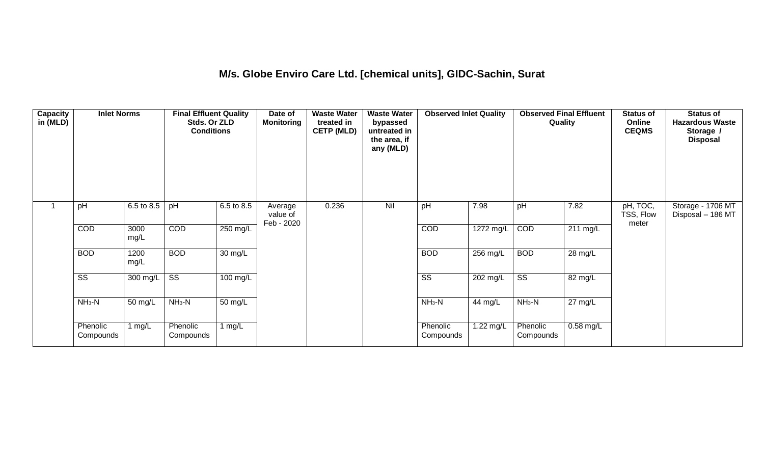## M/s. Globe Enviro Care Ltd. [chemical units], GIDC-Sachin, Surat

| Capacity in (MLD) | Inlet Norms | | Final Effluent Quality Stds. Or ZLD Conditions | | Date of Monitoring | Waste Water treated in CETP (MLD) | Waste Water bypassed untreated in the area, if any (MLD) | Observed Inlet Quality | | Observed Final Effluent Quality | | Status of Online CEQMS | Status of Hazardous Waste Storage / Disposal |
|---|---|---|---|---|---|---|---|---|---|---|---|---|---|
| 1 | pH | 6.5 to 8.5 | pH | 6.5 to 8.5 | Average value of Feb - 2020 | 0.236 | Nil | pH | 7.98 | pH | 7.82 | pH, TOC, TSS, Flow meter | Storage - 1706 MT Disposal – 186 MT |
| | COD | 3000 mg/L | COD | 250 mg/L | | | | COD | 1272 mg/L | COD | 211 mg/L | | |
| | BOD | 1200 mg/L | BOD | 30 mg/L | | | | BOD | 256 mg/L | BOD | 28 mg/L | | |
| | SS | 300 mg/L | SS | 100 mg/L | | | | SS | 202 mg/L | SS | 82 mg/L | | |
| | $NH_3$-N | 50 mg/L | $NH_3$-N | 50 mg/L | | | | $NH_3$-N | 44 mg/L | $NH_3$-N | 27 mg/L | | |
| | Phenolic Compounds | 1 mg/L | Phenolic Compounds | 1 mg/L | | | | Phenolic Compounds | 1.22 mg/L | Phenolic Compounds | 0.58 mg/L | | |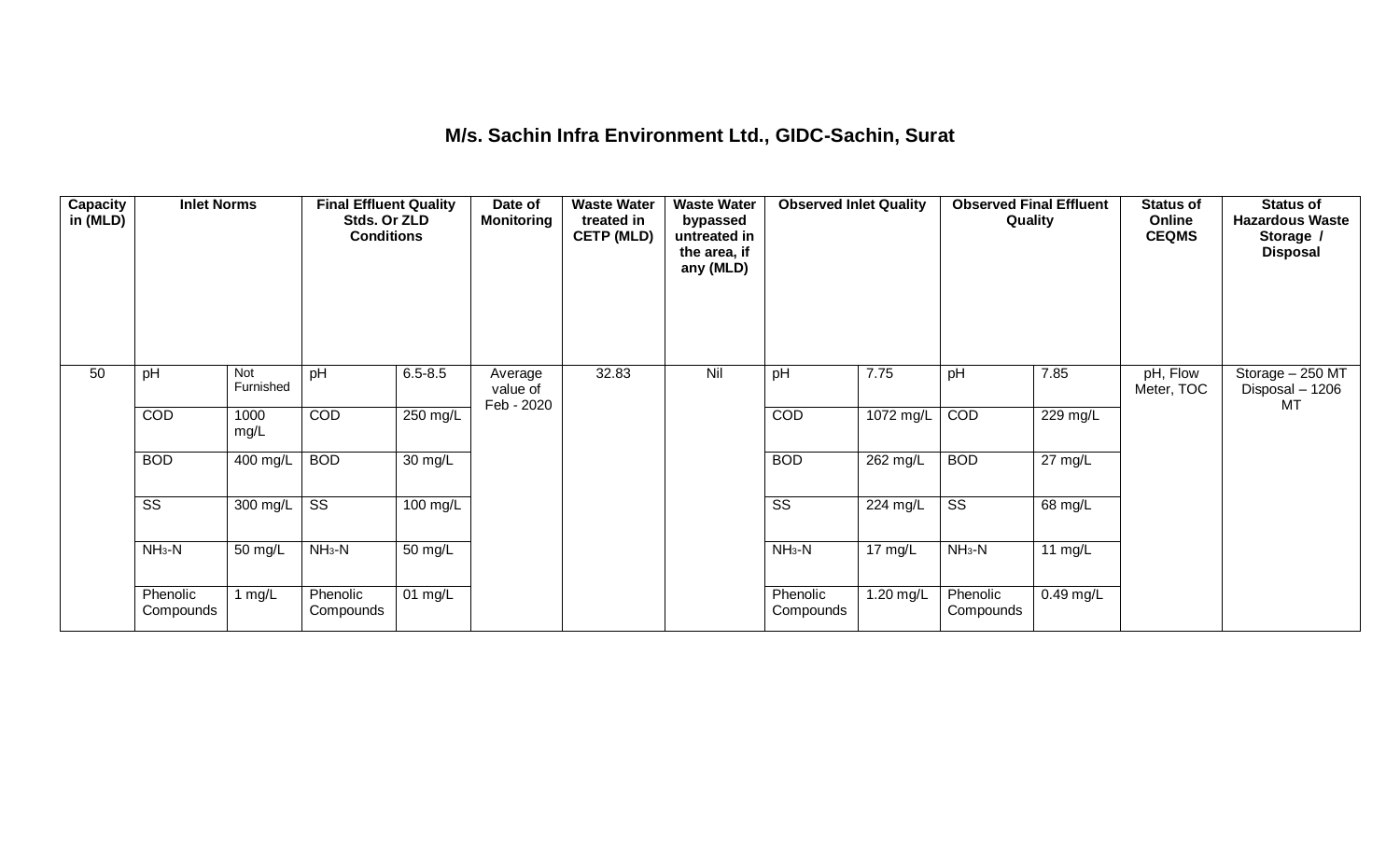## M/s. Sachin Infra Environment Ltd., GIDC-Sachin, Surat

| Capacity in (MLD) | Inlet Norms | | Final Effluent Quality Stds. Or ZLD Conditions | | Date of Monitoring | Waste Water treated in CETP (MLD) | Waste Water bypassed untreated in the area, if any (MLD) | Observed Inlet Quality | | Observed Final Effluent Quality | | Status of Online CEQMS | Status of Hazardous Waste Storage / Disposal |
|---|---|---|---|---|---|---|---|---|---|---|---|---|---|
| 50 | pH | Not Furnished | pH | 6.5-8.5 | Average value of Feb - 2020 | 32.83 | Nil | pH | 7.75 | pH | 7.85 | pH, Flow Meter, TOC | Storage – 250 MT Disposal – 1206 MT |
| | COD | 1000 mg/L | COD | 250 mg/L | | | | COD | 1072 mg/L | COD | 229 mg/L | | |
| | BOD | 400 mg/L | BOD | 30 mg/L | | | | BOD | 262 mg/L | BOD | 27 mg/L | | |
| | SS | 300 mg/L | SS | 100 mg/L | | | | SS | 224 mg/L | SS | 68 mg/L | | |
| | $NH_3$-N | 50 mg/L | $NH_3$-N | 50 mg/L | | | | $NH_3$-N | 17 mg/L | $NH_3$-N | 11 mg/L | | |
| | Phenolic Compounds | 1 mg/L | Phenolic Compounds | 01 mg/L | | | | Phenolic Compounds | 1.20 mg/L | Phenolic Compounds | 0.49 mg/L | | |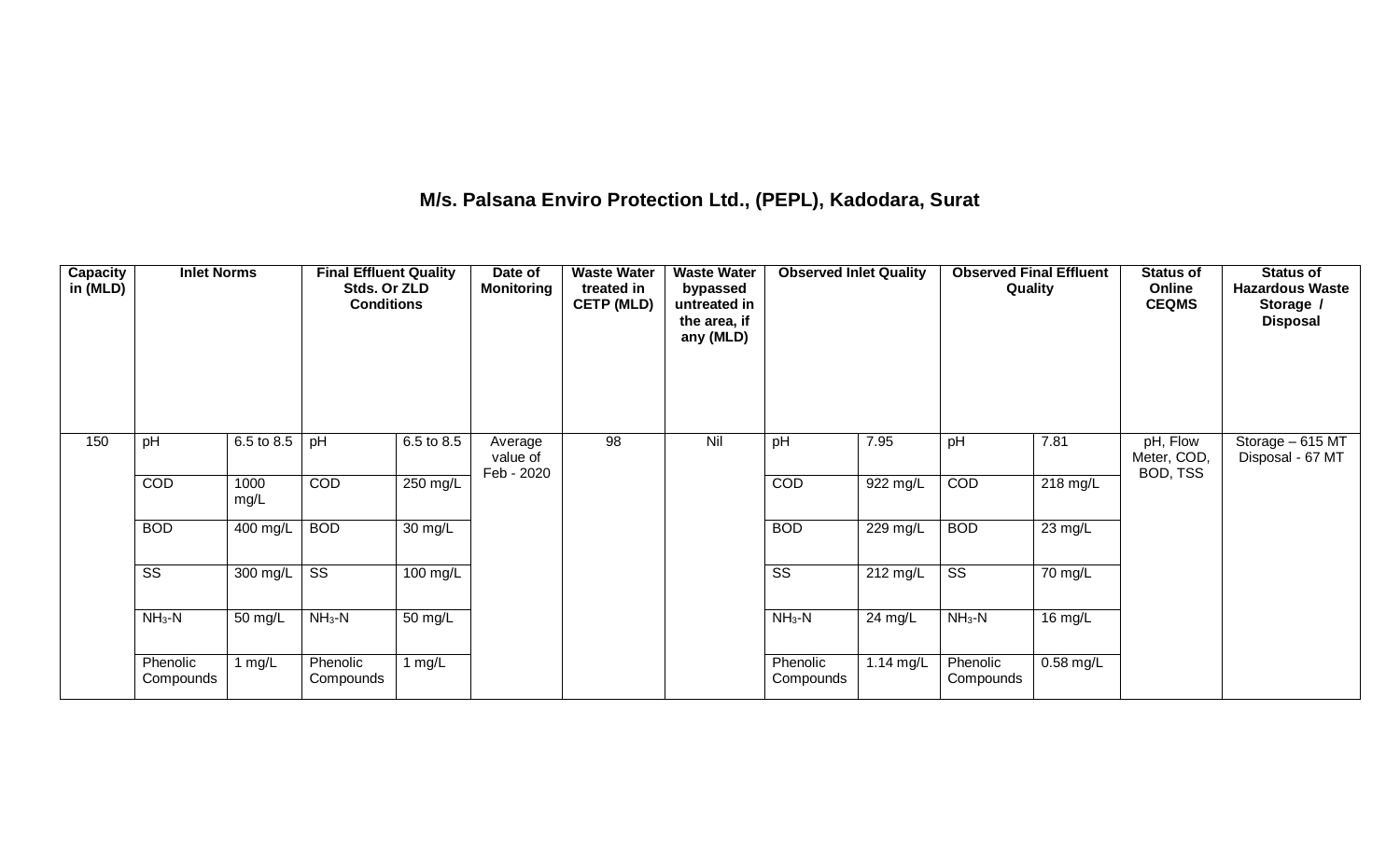## M/s. Palsana Enviro Protection Ltd., (PEPL), Kadodara, Surat

| Capacity in (MLD) | Inlet Norms | | Final Effluent Quality Stds. Or ZLD Conditions | | Date of Monitoring | Waste Water treated in CETP (MLD) | Waste Water bypassed untreated in the area, if any (MLD) | Observed Inlet Quality | | Observed Final Effluent Quality | | Status of Online CEQMS | Status of Hazardous Waste Storage / Disposal |
|---|---|---|---|---|---|---|---|---|---|---|---|---|---|
| 150 | pH | 6.5 to 8.5 | pH | 6.5 to 8.5 | Average value of Feb - 2020 | 98 | Nil | pH | 7.95 | pH | 7.81 | pH, Flow Meter, COD, BOD, TSS | Storage – 615 MT Disposal - 67 MT |
| | COD | 1000 mg/L | COD | 250 mg/L | | | | COD | 922 mg/L | COD | 218 mg/L | | |
| | BOD | 400 mg/L | BOD | 30 mg/L | | | | BOD | 229 mg/L | BOD | 23 mg/L | | |
| | SS | 300 mg/L | SS | 100 mg/L | | | | SS | 212 mg/L | SS | 70 mg/L | | |
| | $NH_3$-N | 50 mg/L | $NH_3$-N | 50 mg/L | | | | $NH_3$-N | 24 mg/L | $NH_3$-N | 16 mg/L | | |
| | Phenolic Compounds | 1 mg/L | Phenolic Compounds | 1 mg/L | | | | Phenolic Compounds | 1.14 mg/L | Phenolic Compounds | 0.58 mg/L | | |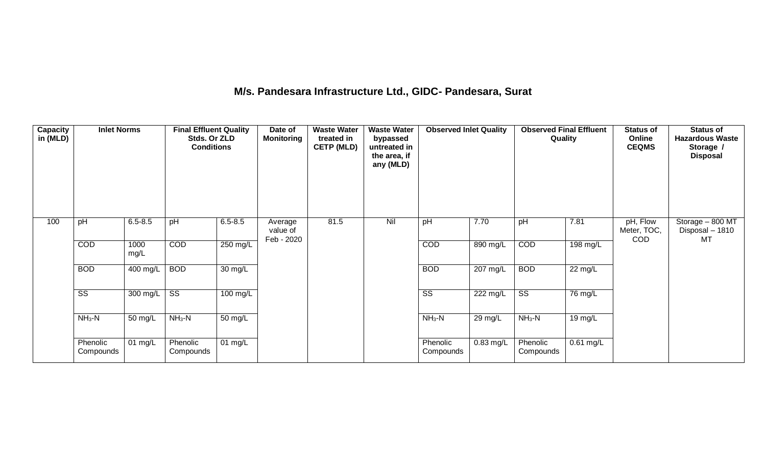## M/s. Pandesara Infrastructure Ltd., GIDC- Pandesara, Surat

| Capacity in (MLD) | Inlet Norms | | Final Effluent Quality Stds. Or ZLD Conditions | | Date of Monitoring | Waste Water treated in CETP (MLD) | Waste Water bypassed untreated in the area, if any (MLD) | Observed Inlet Quality | | Observed Final Effluent Quality | | Status of Online CEQMS | Status of Hazardous Waste Storage / Disposal |
|---|---|---|---|---|---|---|---|---|---|---|---|---|---|
| 100 | pH | 6.5-8.5 | pH | 6.5-8.5 | Average value of Feb - 2020 | 81.5 | Nil | pH | 7.70 | pH | 7.81 | pH, Flow Meter, TOC, COD | Storage – 800 MT Disposal – 1810 MT |
| | COD | 1000 mg/L | COD | 250 mg/L | | | | COD | 890 mg/L | COD | 198 mg/L | | |
| | BOD | 400 mg/L | BOD | 30 mg/L | | | | BOD | 207 mg/L | BOD | 22 mg/L | | |
| | SS | 300 mg/L | SS | 100 mg/L | | | | SS | 222 mg/L | SS | 76 mg/L | | |
| | $NH_3$-N | 50 mg/L | $NH_3$-N | 50 mg/L | | | | $NH_3$-N | 29 mg/L | $NH_3$-N | 19 mg/L | | |
| | Phenolic Compounds | 01 mg/L | Phenolic Compounds | 01 mg/L | | | | Phenolic Compounds | 0.83 mg/L | Phenolic Compounds | 0.61 mg/L | | |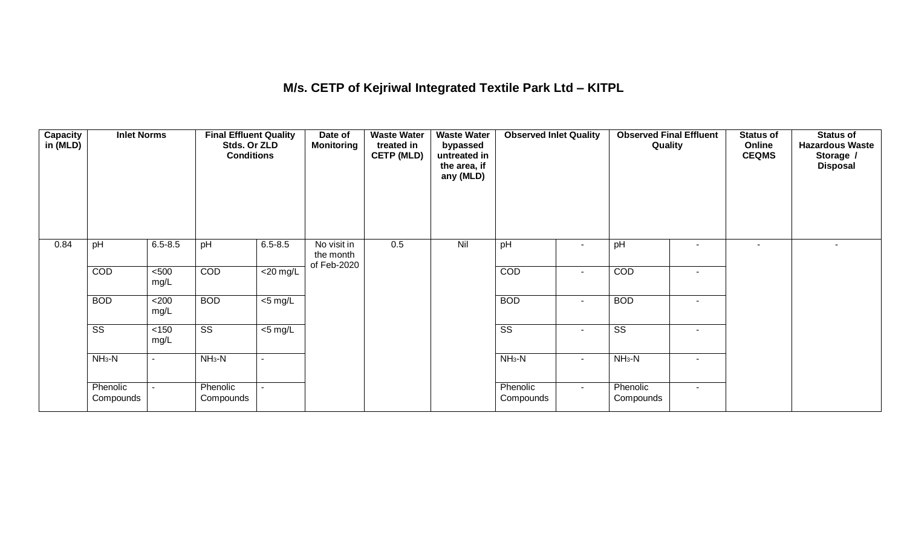## M/s. CETP of Kejriwal Integrated Textile Park Ltd – KITPL

| Capacity in (MLD) | Inlet Norms | | Final Effluent Quality Stds. Or ZLD Conditions | | Date of Monitoring | Waste Water treated in CETP (MLD) | Waste Water bypassed untreated in the area, if any (MLD) | Observed Inlet Quality | | Observed Final Effluent Quality | | Status of Online CEQMS | Status of Hazardous Waste Storage / Disposal |
|---|---|---|---|---|---|---|---|---|---|---|---|---|---|
| 0.84 | pH | 6.5-8.5 | pH | 6.5-8.5 | No visit in the month of Feb-2020 | 0.5 | Nil | pH | - | pH | - | - | - |
| | COD | <500 mg/L | COD | <20 mg/L | | | | COD | - | COD | - | | |
| | BOD | <200 mg/L | BOD | <5 mg/L | | | | BOD | - | BOD | - | | |
| | SS | <150 mg/L | SS | <5 mg/L | | | | SS | - | SS | - | | |
| | $NH_3$-N | - | $NH_3$-N | - | | | | $NH_3$-N | - | $NH_3$-N | - | | |
| | Phenolic Compounds | - | Phenolic Compounds | - | | | | Phenolic Compounds | - | Phenolic Compounds | - | | |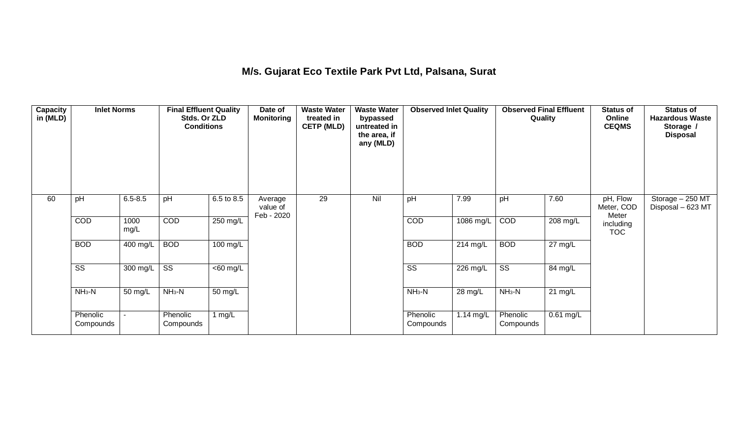# M/s. Gujarat Eco Textile Park Pvt Ltd, Palsana, Surat

| Capacity in (MLD) | Inlet Norms | | Final Effluent Quality Stds. Or ZLD Conditions | | Date of Monitoring | Waste Water treated in CETP (MLD) | Waste Water bypassed untreated in the area, if any (MLD) | Observed Inlet Quality | | Observed Final Effluent Quality | | Status of Online CEQMS | Status of Hazardous Waste Storage / Disposal |
|---|---|---|---|---|---|---|---|---|---|---|---|---|---|
| 60 | pH | 6.5-8.5 | pH | 6.5 to 8.5 | Average value of Feb - 2020 | 29 | Nil | pH | 7.99 | pH | 7.60 | pH, Flow Meter, COD Meter including TOC | Storage – 250 MT Disposal – 623 MT |
| | COD | 1000 mg/L | COD | 250 mg/L | | | | COD | 1086 mg/L | COD | 208 mg/L | | |
| | BOD | 400 mg/L | BOD | 100 mg/L | | | | BOD | 214 mg/L | BOD | 27 mg/L | | |
| | SS | 300 mg/L | SS | <60 mg/L | | | | SS | 226 mg/L | SS | 84 mg/L | | |
| | $NH_3$-N | 50 mg/L | $NH_3$-N | 50 mg/L | | | | $NH_3$-N | 28 mg/L | $NH_3$-N | 21 mg/L | | |
| | Phenolic Compounds | - | Phenolic Compounds | 1 mg/L | | | | Phenolic Compounds | 1.14 mg/L | Phenolic Compounds | 0.61 mg/L | | |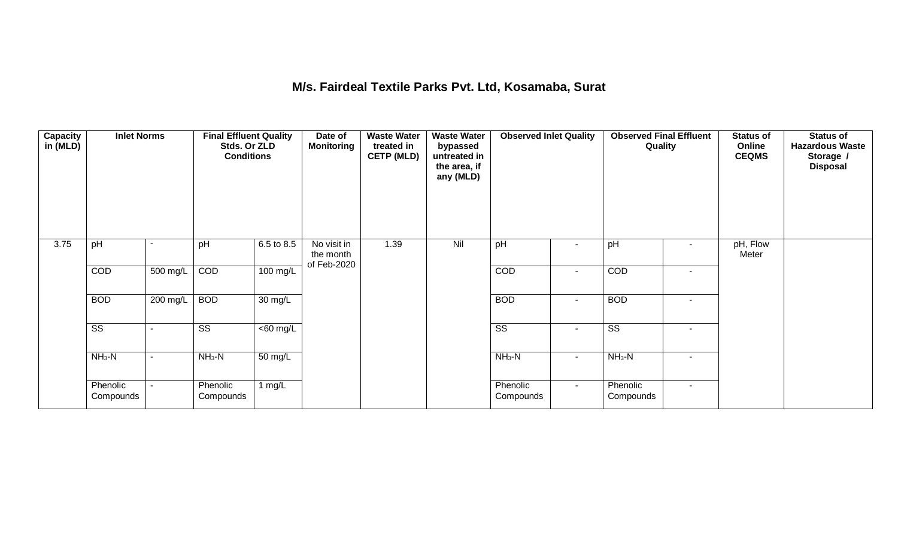**M/s. Fairdeal Textile Parks Pvt. Ltd, Kosamaba, Surat**

| Capacity in (MLD) | Inlet Norms | | Final Effluent Quality Stds. Or ZLD Conditions | | Date of Monitoring | Waste Water treated in CETP (MLD) | Waste Water bypassed untreated in the area, if any (MLD) | Observed Inlet Quality | | Observed Final Effluent Quality | | Status of Online CEQMS | Status of Hazardous Waste Storage / Disposal |
|---|---|---|---|---|---|---|---|---|---|---|---|---|---|
| 3.75 | pH | - | pH | 6.5 to 8.5 | No visit in the month of Feb-2020 | 1.39 | Nil | pH | - | pH | - | pH, Flow Meter | |
| | COD | 500 mg/L | COD | 100 mg/L | | | | COD | - | COD | - | | |
| | BOD | 200 mg/L | BOD | 30 mg/L | | | | BOD | - | BOD | - | | |
| | SS | - | SS | <60 mg/L | | | | SS | - | SS | - | | |
| | $NH_3$-N | - | $NH_3$-N | 50 mg/L | | | | $NH_3$-N | - | $NH_3$-N | - | | |
| | Phenolic Compounds | - | Phenolic Compounds | 1 mg/L | | | | Phenolic Compounds | - | Phenolic Compounds | - | | |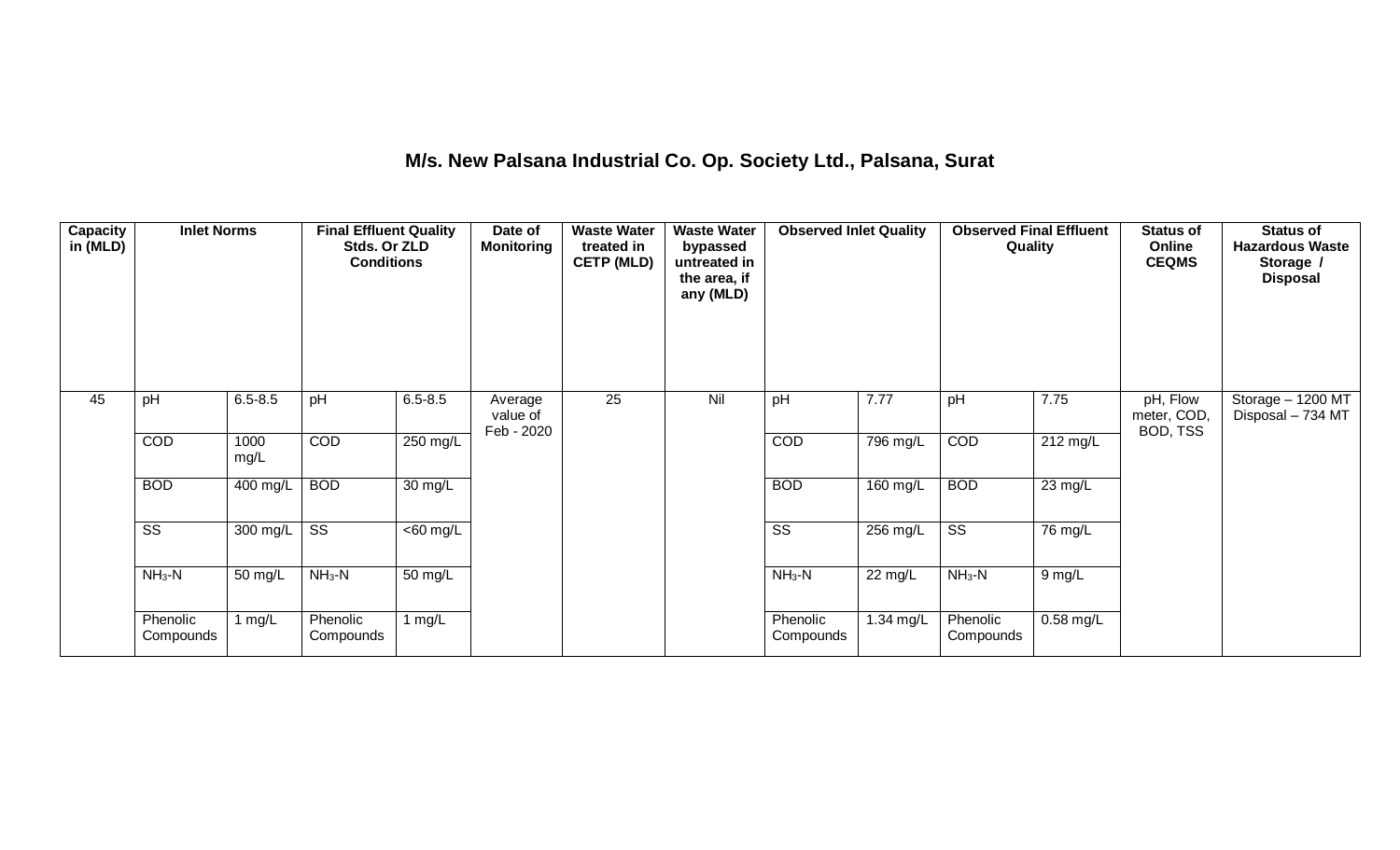## M/s. New Palsana Industrial Co. Op. Society Ltd., Palsana, Surat

| Capacity in (MLD) | Inlet Norms | | Final Effluent Quality Stds. Or ZLD Conditions | | Date of Monitoring | Waste Water treated in CETP (MLD) | Waste Water bypassed untreated in the area, if any (MLD) | Observed Inlet Quality | | Observed Final Effluent Quality | | Status of Online CEQMS | Status of Hazardous Waste Storage / Disposal |
|---|---|---|---|---|---|---|---|---|---|---|---|---|---|
| 45 | pH | 6.5-8.5 | pH | 6.5-8.5 | Average value of Feb - 2020 | 25 | Nil | pH | 7.77 | pH | 7.75 | pH, Flow meter, COD, BOD, TSS | Storage – 1200 MT Disposal – 734 MT |
| | COD | 1000 mg/L | COD | 250 mg/L | | | | COD | 796 mg/L | COD | 212 mg/L | | |
| | BOD | 400 mg/L | BOD | 30 mg/L | | | | BOD | 160 mg/L | BOD | 23 mg/L | | |
| | SS | 300 mg/L | SS | <60 mg/L | | | | SS | 256 mg/L | SS | 76 mg/L | | |
| | $NH_3$-N | 50 mg/L | $NH_3$-N | 50 mg/L | | | | $NH_3$-N | 22 mg/L | $NH_3$-N | 9 mg/L | | |
| | Phenolic Compounds | 1 mg/L | Phenolic Compounds | 1 mg/L | | | | Phenolic Compounds | 1.34 mg/L | Phenolic Compounds | 0.58 mg/L | | |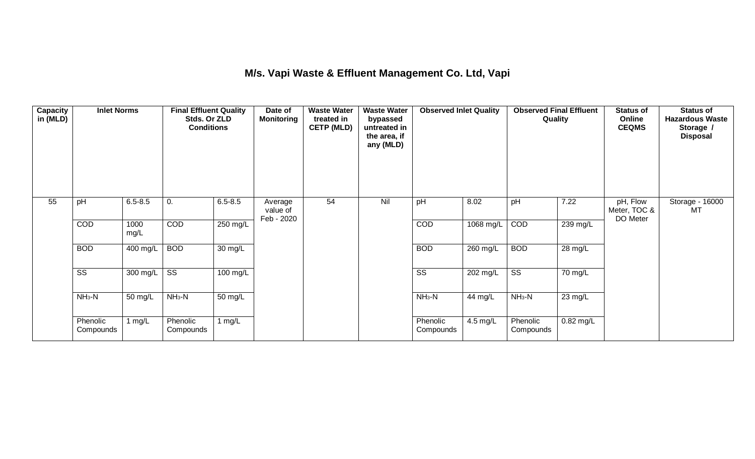# M/s. Vapi Waste & Effluent Management Co. Ltd, Vapi

| Capacity in (MLD) | Inlet Norms | | Final Effluent Quality Stds. Or ZLD Conditions | | Date of Monitoring | Waste Water treated in CETP (MLD) | Waste Water bypassed untreated in the area, if any (MLD) | Observed Inlet Quality | | Observed Final Effluent Quality | | Status of Online CEQMS | Status of Hazardous Waste Storage / Disposal |
|---|---|---|---|---|---|---|---|---|---|---|---|---|---|
| 55 | pH | 6.5-8.5 | 0. | 6.5-8.5 | Average value of Feb - 2020 | 54 | Nil | pH | 8.02 | pH | 7.22 | pH, Flow Meter, TOC & DO Meter | Storage - 16000 MT |
| | COD | 1000 mg/L | COD | 250 mg/L | | | | COD | 1068 mg/L | COD | 239 mg/L | | |
| | BOD | 400 mg/L | BOD | 30 mg/L | | | | BOD | 260 mg/L | BOD | 28 mg/L | | |
| | SS | 300 mg/L | SS | 100 mg/L | | | | SS | 202 mg/L | SS | 70 mg/L | | |
| | $NH_3$-N | 50 mg/L | $NH_3$-N | 50 mg/L | | | | $NH_3$-N | 44 mg/L | $NH_3$-N | 23 mg/L | | |
| | Phenolic Compounds | 1 mg/L | Phenolic Compounds | 1 mg/L | | | | Phenolic Compounds | 4.5 mg/L | Phenolic Compounds | 0.82 mg/L | | |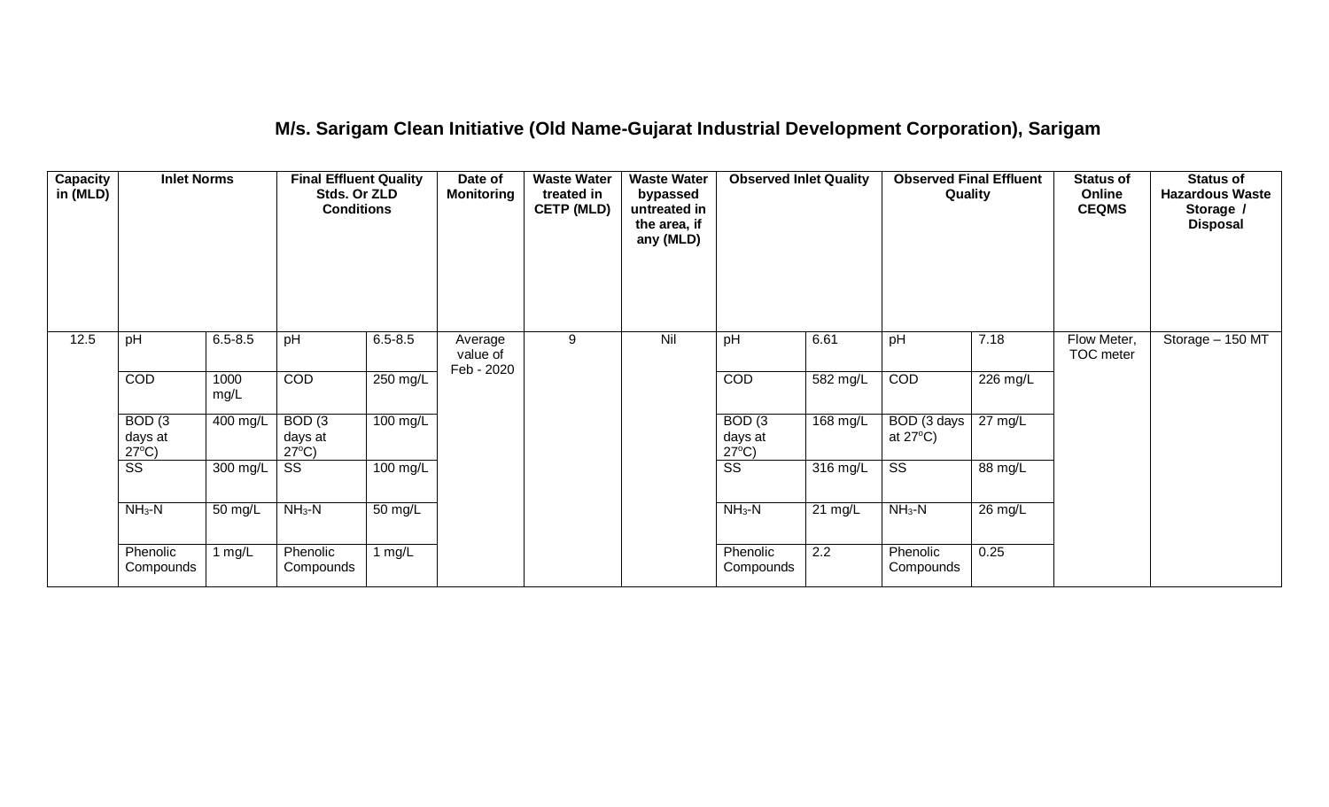## M/s. Sarigam Clean Initiative (Old Name-Gujarat Industrial Development Corporation), Sarigam

| Capacity in (MLD) | Inlet Norms | | Final Effluent Quality Stds. Or ZLD Conditions | | Date of Monitoring | Waste Water treated in CETP (MLD) | Waste Water bypassed untreated in the area, if any (MLD) | Observed Inlet Quality | | Observed Final Effluent Quality | | Status of Online CEQMS | Status of Hazardous Waste Storage / Disposal |
|---|---|---|---|---|---|---|---|---|---|---|---|---|---|
| 12.5 | pH | 6.5-8.5 | pH | 6.5-8.5 | Average value of Feb - 2020 | 9 | Nil | pH | 6.61 | pH | 7.18 | Flow Meter, TOC meter | Storage – 150 MT |
| | COD | 1000 mg/L | COD | 250 mg/L | | | | COD | 582 mg/L | COD | 226 mg/L | | |
| | BOD (3 days at 27°C) | 400 mg/L | BOD (3 days at 27°C) | 100 mg/L | | | | BOD (3 days at 27°C) | 168 mg/L | BOD (3 days at 27°C) | 27 mg/L | | |
| | SS | 300 mg/L | SS | 100 mg/L | | | | SS | 316 mg/L | SS | 88 mg/L | | |
| | $NH_3$-N | 50 mg/L | $NH_3$-N | 50 mg/L | | | | $NH_3$-N | 21 mg/L | $NH_3$-N | 26 mg/L | | |
| | Phenolic Compounds | 1 mg/L | Phenolic Compounds | 1 mg/L | | | | Phenolic Compounds | 2.2 | Phenolic Compounds | 0.25 | | |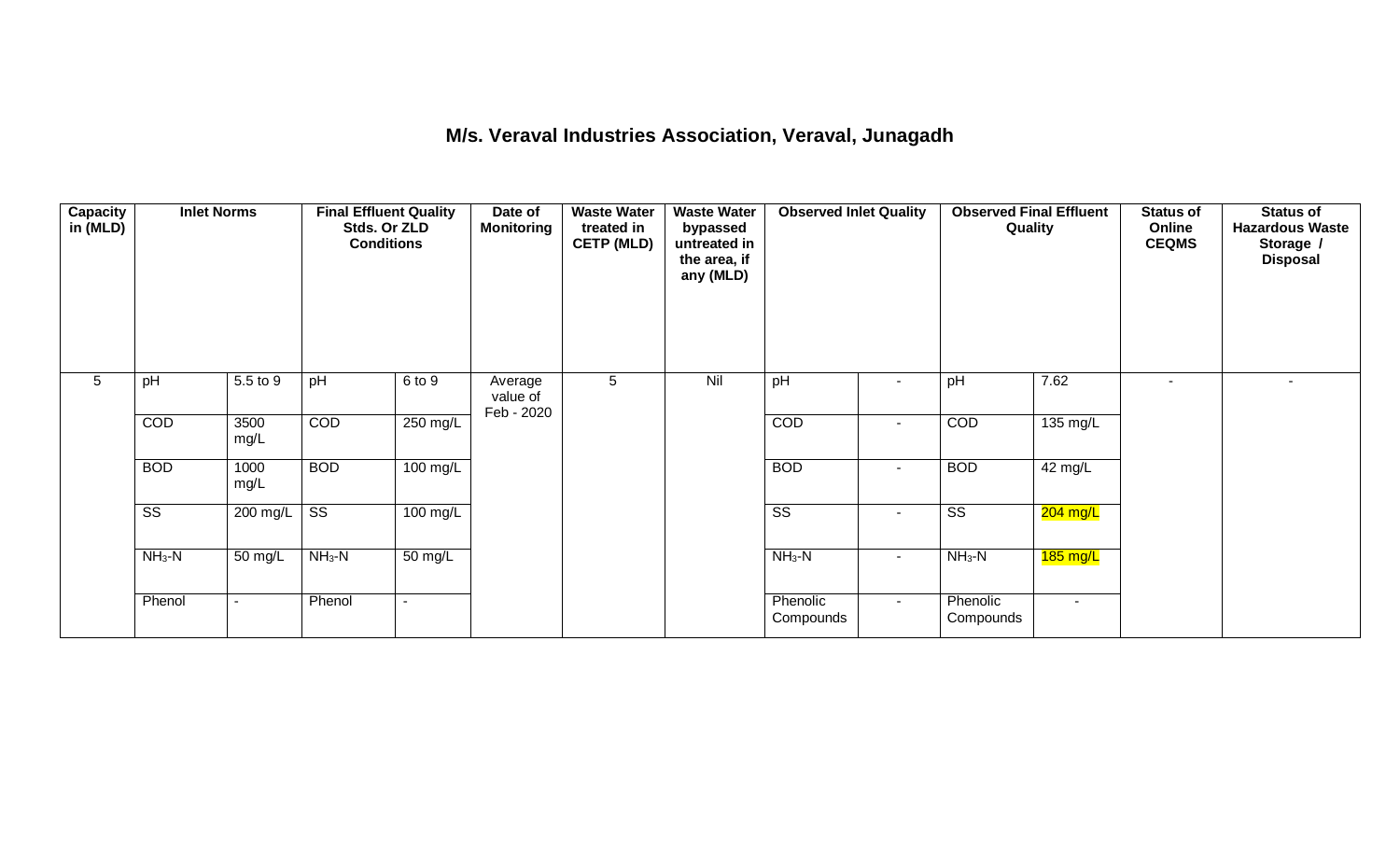# M/s. Veraval Industries Association, Veraval, Junagadh

| Capacity in (MLD) | Inlet Norms | | Final Effluent Quality Stds. Or ZLD Conditions | | Date of Monitoring | Waste Water treated in CETP (MLD) | Waste Water bypassed untreated in the area, if any (MLD) | Observed Inlet Quality | | Observed Final Effluent Quality | | Status of Online CEQMS | Status of Hazardous Waste Storage / Disposal |
|---|---|---|---|---|---|---|---|---|---|---|---|---|---|
| 5 | pH | 5.5 to 9 | pH | 6 to 9 | Average value of Feb - 2020 | 5 | Nil | pH | - | pH | 7.62 | - | - |
| | COD | 3500 mg/L | COD | 250 mg/L | | | | COD | - | COD | 135 mg/L | | |
| | BOD | 1000 mg/L | BOD | 100 mg/L | | | | BOD | - | BOD | 42 mg/L | | |
| | SS | 200 mg/L | SS | 100 mg/L | | | | SS | - | SS | 204 mg/L | | |
| | $NH_3$-N | 50 mg/L | $NH_3$-N | 50 mg/L | | | | $NH_3$-N | - | $NH_3$-N | 185 mg/L | | |
| | Phenol | - | Phenol | - | | | | Phenolic Compounds | - | Phenolic Compounds | - | | |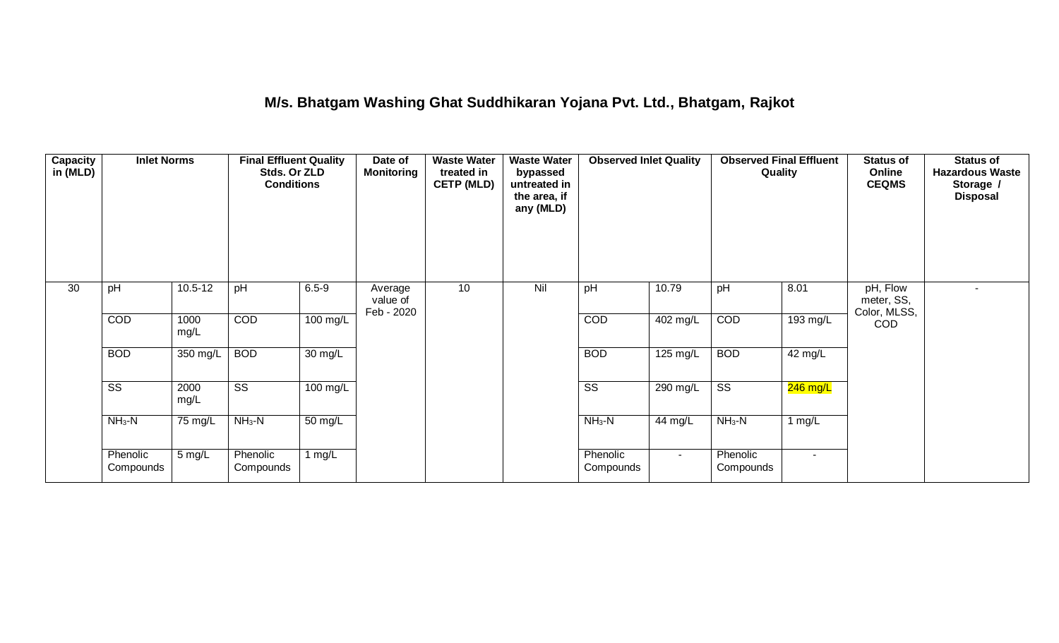## M/s. Bhatgam Washing Ghat Suddhikaran Yojana Pvt. Ltd., Bhatgam, Rajkot

| Capacity in (MLD) | Inlet Norms | | Final Effluent Quality Stds. Or ZLD Conditions | | Date of Monitoring | Waste Water treated in CETP (MLD) | Waste Water bypassed untreated in the area, if any (MLD) | Observed Inlet Quality | | Observed Final Effluent Quality | | Status of Online CEQMS | Status of Hazardous Waste Storage / Disposal |
|---|---|---|---|---|---|---|---|---|---|---|---|---|---|
| 30 | pH | 10.5-12 | pH | 6.5-9 | Average value of Feb - 2020 | 10 | Nil | pH | 10.79 | pH | 8.01 | pH, Flow meter, SS, Color, MLSS, COD | - |
| | COD | 1000 mg/L | COD | 100 mg/L | | | | COD | 402 mg/L | COD | 193 mg/L | | |
| | BOD | 350 mg/L | BOD | 30 mg/L | | | | BOD | 125 mg/L | BOD | 42 mg/L | | |
| | SS | 2000 mg/L | SS | 100 mg/L | | | | SS | 290 mg/L | SS | 246 mg/L | | |
| | $NH_3$-N | 75 mg/L | $NH_3$-N | 50 mg/L | | | | $NH_3$-N | 44 mg/L | $NH_3$-N | 1 mg/L | | |
| | Phenolic Compounds | 5 mg/L | Phenolic Compounds | 1 mg/L | | | | Phenolic Compounds | - | Phenolic Compounds | - | | |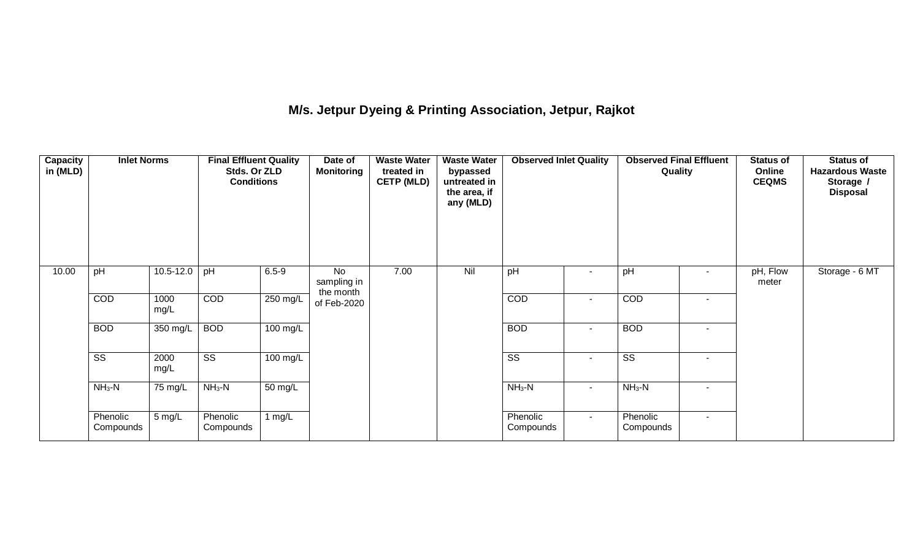**M/s. Jetpur Dyeing & Printing Association, Jetpur, Rajkot**

| Capacity in (MLD) | Inlet Norms | | Final Effluent Quality Stds. Or ZLD Conditions | | Date of Monitoring | Waste Water treated in CETP (MLD) | Waste Water bypassed untreated in the area, if any (MLD) | Observed Inlet Quality | | Observed Final Effluent Quality | | Status of Online CEQMS | Status of Hazardous Waste Storage / Disposal |
|---|---|---|---|---|---|---|---|---|---|---|---|---|---|
| 10.00 | pH | 10.5-12.0 | pH | 6.5-9 | No sampling in the month of Feb-2020 | 7.00 | Nil | pH | - | pH | - | pH, Flow meter | Storage - 6 MT |
| | COD | 1000 mg/L | COD | 250 mg/L | | | | COD | - | COD | - | | |
| | BOD | 350 mg/L | BOD | 100 mg/L | | | | BOD | - | BOD | - | | |
| | SS | 2000 mg/L | SS | 100 mg/L | | | | SS | - | SS | - | | |
| | $NH_3$-N | 75 mg/L | $NH_3$-N | 50 mg/L | | | | $NH_3$-N | - | $NH_3$-N | - | | |
| | Phenolic Compounds | 5 mg/L | Phenolic Compounds | 1 mg/L | | | | Phenolic Compounds | - | Phenolic Compounds | - | | |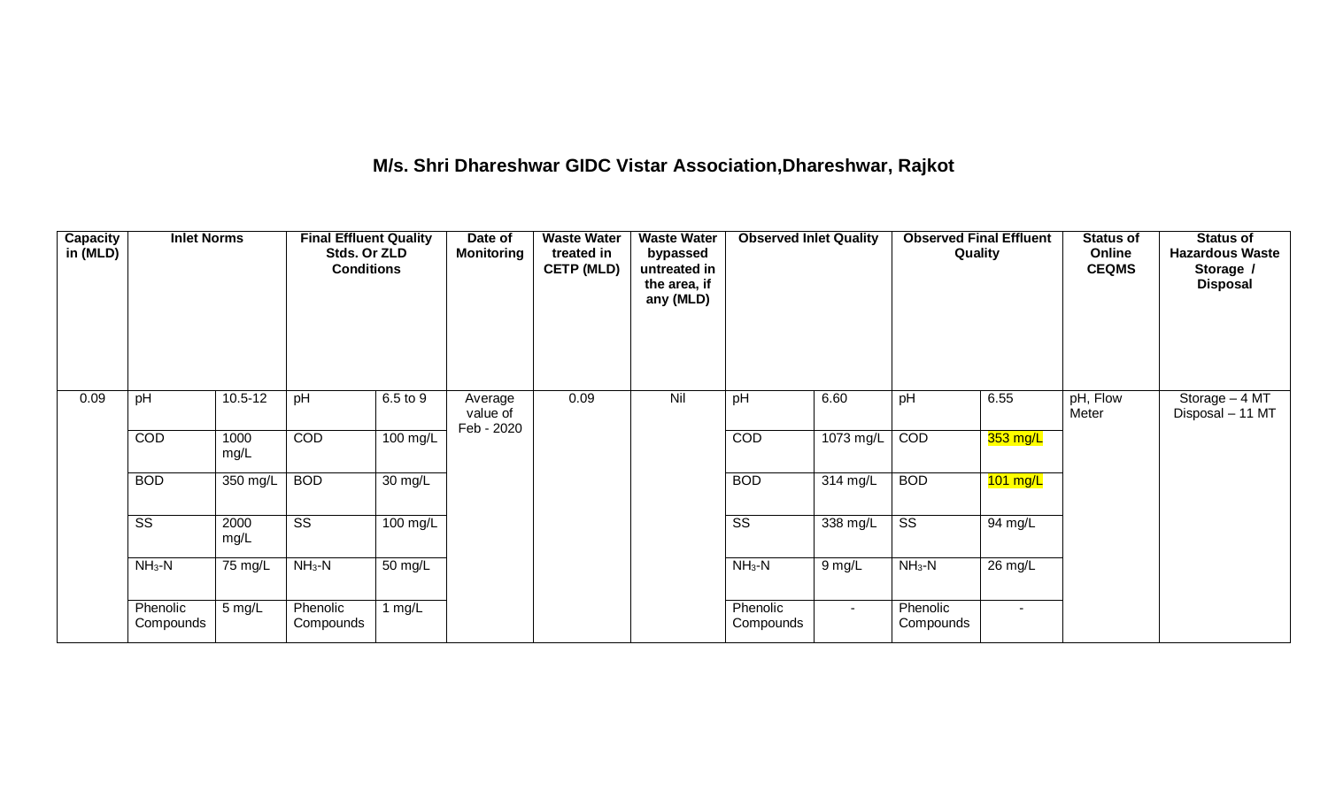## M/s. Shri Dhareshwar GIDC Vistar Association,Dhareshwar, Rajkot

| Capacity in (MLD) | Inlet Norms | | Final Effluent Quality Stds. Or ZLD Conditions | | Date of Monitoring | Waste Water treated in CETP (MLD) | Waste Water bypassed untreated in the area, if any (MLD) | Observed Inlet Quality | | Observed Final Effluent Quality | | Status of Online CEQMS | Status of Hazardous Waste Storage / Disposal |
|---|---|---|---|---|---|---|---|---|---|---|---|---|---|
| 0.09 | pH | 10.5-12 | pH | 6.5 to 9 | Average value of Feb - 2020 | 0.09 | Nil | pH | 6.60 | pH | 6.55 | pH, Flow Meter | Storage – 4 MT Disposal – 11 MT |
| | COD | 1000 mg/L | COD | 100 mg/L | | | | COD | 1073 mg/L | COD | 353 mg/L | | |
| | BOD | 350 mg/L | BOD | 30 mg/L | | | | BOD | 314 mg/L | BOD | 101 mg/L | | |
| | SS | 2000 mg/L | SS | 100 mg/L | | | | SS | 338 mg/L | SS | 94 mg/L | | |
| | $NH_3$-N | 75 mg/L | $NH_3$-N | 50 mg/L | | | | $NH_3$-N | 9 mg/L | $NH_3$-N | 26 mg/L | | |
| | Phenolic Compounds | 5 mg/L | Phenolic Compounds | 1 mg/L | | | | Phenolic Compounds | - | Phenolic Compounds | - | | |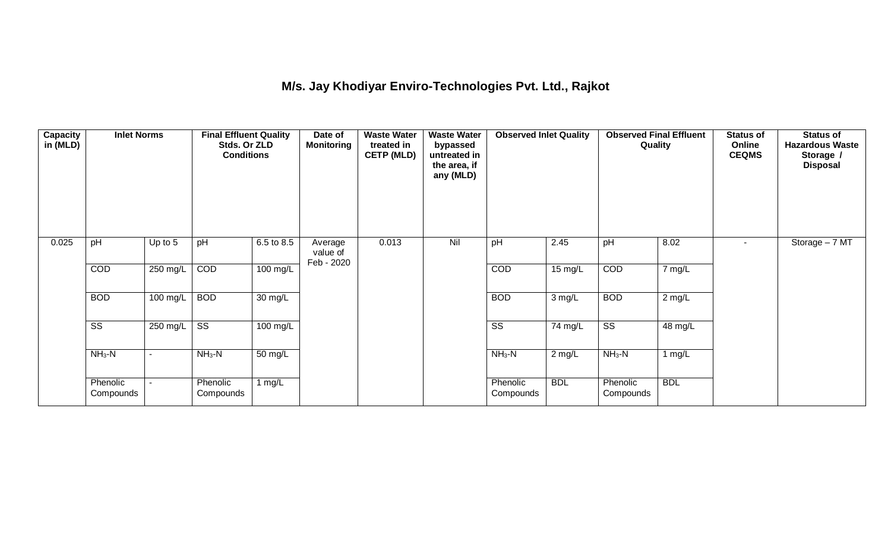## M/s. Jay Khodiyar Enviro-Technologies Pvt. Ltd., Rajkot

| Capacity in (MLD) | Inlet Norms | | Final Effluent Quality Stds. Or ZLD Conditions | | Date of Monitoring | Waste Water treated in CETP (MLD) | Waste Water bypassed untreated in the area, if any (MLD) | Observed Inlet Quality | | Observed Final Effluent Quality | | Status of Online CEQMS | Status of Hazardous Waste Storage / Disposal |
|---|---|---|---|---|---|---|---|---|---|---|---|---|---|
| 0.025 | pH | Up to 5 | pH | 6.5 to 8.5 | Average value of Feb - 2020 | 0.013 | Nil | pH | 2.45 | pH | 8.02 | - | Storage – 7 MT |
| | COD | 250 mg/L | COD | 100 mg/L | | | | COD | 15 mg/L | COD | 7 mg/L | | |
| | BOD | 100 mg/L | BOD | 30 mg/L | | | | BOD | 3 mg/L | BOD | 2 mg/L | | |
| | SS | 250 mg/L | SS | 100 mg/L | | | | SS | 74 mg/L | SS | 48 mg/L | | |
| | $NH_3$-N | - | $NH_3$-N | 50 mg/L | | | | $NH_3$-N | 2 mg/L | $NH_3$-N | 1 mg/L | | |
| | Phenolic Compounds | - | Phenolic Compounds | 1 mg/L | | | | Phenolic Compounds | BDL | Phenolic Compounds | BDL | | |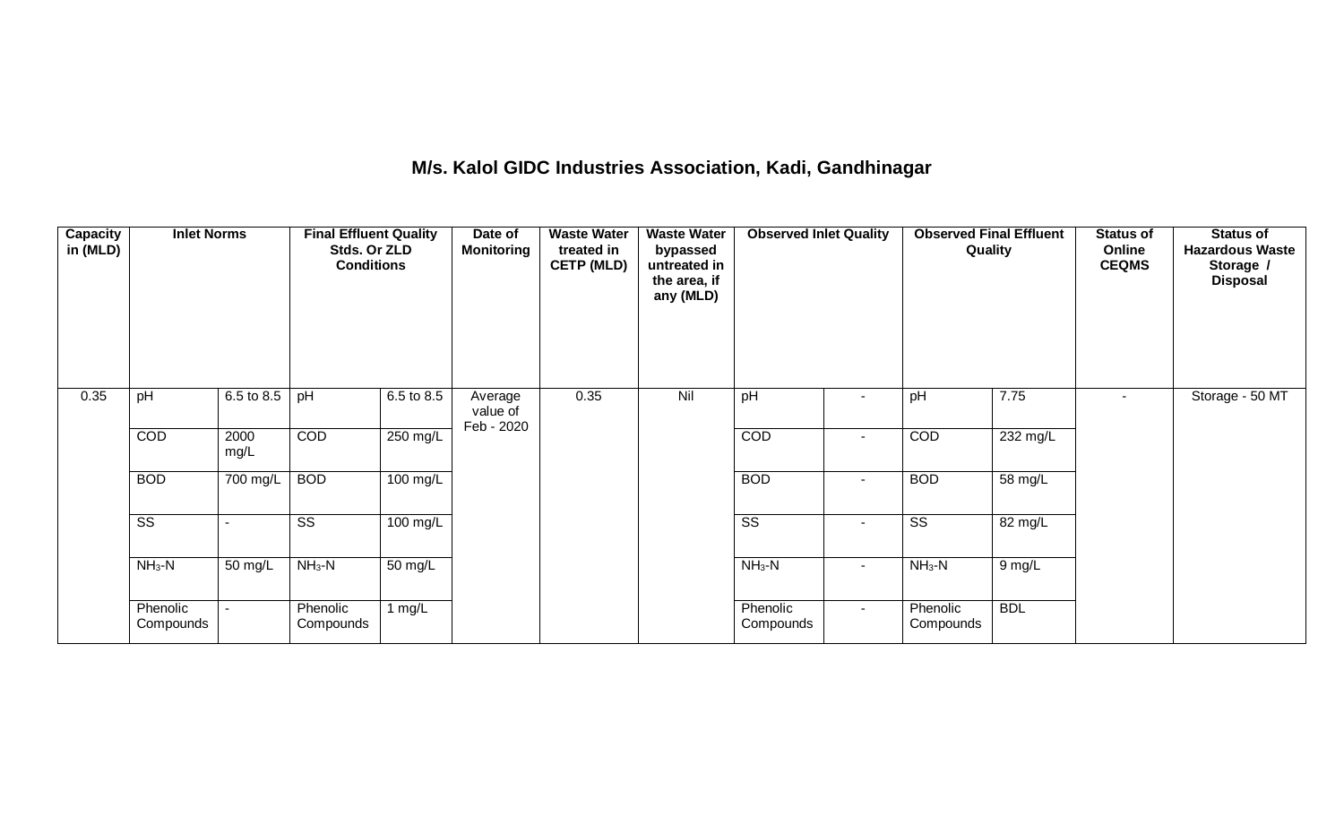## M/s. Kalol GIDC Industries Association, Kadi, Gandhinagar

| Capacity in (MLD) | Inlet Norms | | Final Effluent Quality Stds. Or ZLD Conditions | | Date of Monitoring | Waste Water treated in CETP (MLD) | Waste Water bypassed untreated in the area, if any (MLD) | Observed Inlet Quality | | Observed Final Effluent Quality | | Status of Online CEQMS | Status of Hazardous Waste Storage / Disposal |
|---|---|---|---|---|---|---|---|---|---|---|---|---|---|
| 0.35 | pH | 6.5 to 8.5 | pH | 6.5 to 8.5 | Average value of Feb - 2020 | 0.35 | Nil | pH | - | pH | 7.75 | - | Storage - 50 MT |
| | COD | 2000 mg/L | COD | 250 mg/L | | | | COD | - | COD | 232 mg/L | | |
| | BOD | 700 mg/L | BOD | 100 mg/L | | | | BOD | - | BOD | 58 mg/L | | |
| | SS | - | SS | 100 mg/L | | | | SS | - | SS | 82 mg/L | | |
| | $NH_3$-N | 50 mg/L | $NH_3$-N | 50 mg/L | | | | $NH_3$-N | - | $NH_3$-N | 9 mg/L | | |
| | Phenolic Compounds | - | Phenolic Compounds | 1 mg/L | | | | Phenolic Compounds | - | Phenolic Compounds | BDL | | |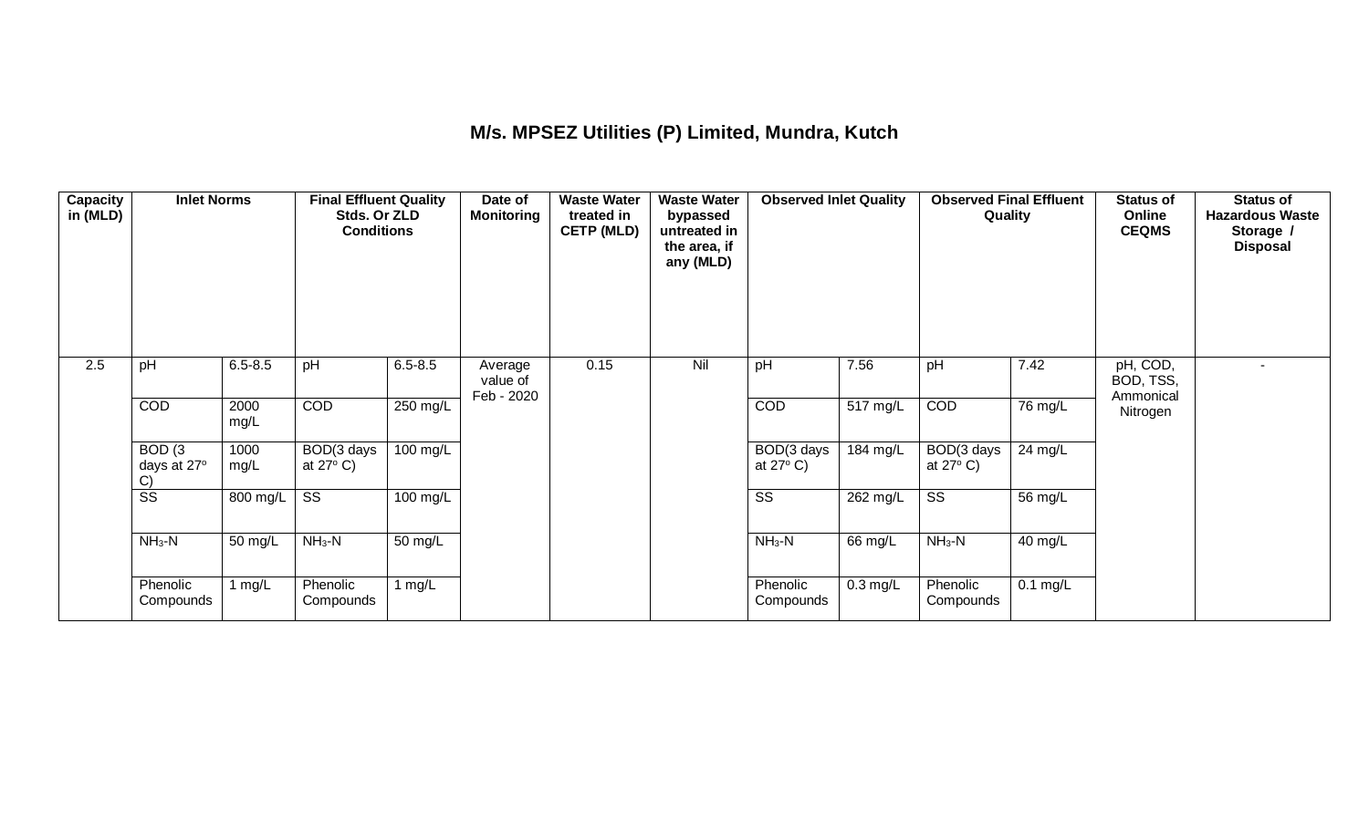## M/s. MPSEZ Utilities (P) Limited, Mundra, Kutch

| Capacity in (MLD) | Inlet Norms | | Final Effluent Quality Stds. Or ZLD Conditions | | Date of Monitoring | Waste Water treated in CETP (MLD) | Waste Water bypassed untreated in the area, if any (MLD) | Observed Inlet Quality | | Observed Final Effluent Quality | | Status of Online CEQMS | Status of Hazardous Waste Storage / Disposal |
|---|---|---|---|---|---|---|---|---|---|---|---|---|---|
| 2.5 | pH | 6.5-8.5 | pH | 6.5-8.5 | Average value of Feb - 2020 | 0.15 | Nil | pH | 7.56 | pH | 7.42 | pH, COD, BOD, TSS, Ammonical Nitrogen | - |
| | COD | 2000 mg/L | COD | 250 mg/L | | | | COD | 517 mg/L | COD | 76 mg/L | | |
| | BOD (3 days at 27° C) | 1000 mg/L | BOD(3 days at 27° C) | 100 mg/L | | | | BOD(3 days at 27° C) | 184 mg/L | BOD(3 days at 27° C) | 24 mg/L | | |
| | SS | 800 mg/L | SS | 100 mg/L | | | | SS | 262 mg/L | SS | 56 mg/L | | |
| | $NH_3$-N | 50 mg/L | $NH_3$-N | 50 mg/L | | | | $NH_3$-N | 66 mg/L | $NH_3$-N | 40 mg/L | | |
| | Phenolic Compounds | 1 mg/L | Phenolic Compounds | 1 mg/L | | | | Phenolic Compounds | 0.3 mg/L | Phenolic Compounds | 0.1 mg/L | | |